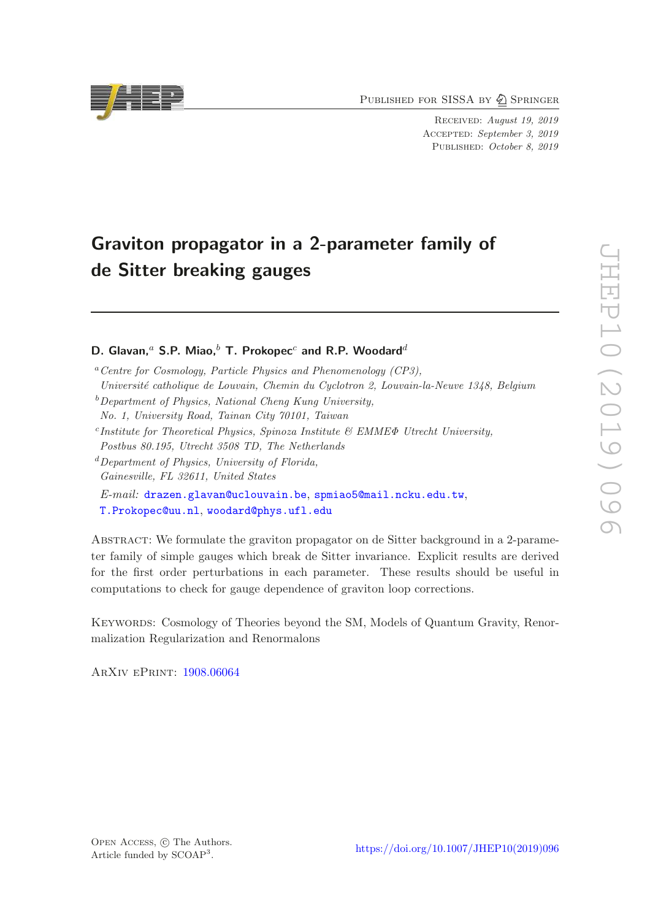Received: *August 19, 2019*
Accepted: *September 3, 2019*
Published: *October 8, 2019*

# Graviton propagator in a 2-parameter family of de Sitter breaking gauges

**D. Glavan,[a] S.P. Miao,[b] T. Prokopec[c] and R.P. Woodard[d]**

[a] *Centre for Cosmology, Particle Physics and Phenomenology (CP3), Université catholique de Louvain, Chemin du Cyclotron 2, Louvain-la-Neuve 1348, Belgium*

[b] *Department of Physics, National Cheng Kung University, No. 1, University Road, Tainan City 70101, Taiwan*

[c] *Institute for Theoretical Physics, Spinoza Institute & EMMEΦ Utrecht University, Postbus 80.195, Utrecht 3508 TD, The Netherlands*

[d] *Department of Physics, University of Florida, Gainesville, FL 32611, United States*

*E-mail:* drazen.glavan@uclouvain.be, spmiao5@mail.ncku.edu.tw, T.Prokopec@uu.nl, woodard@phys.ufl.edu

Abstract: We formulate the graviton propagator on de Sitter background in a 2-parameter family of simple gauges which break de Sitter invariance. Explicit results are derived for the first order perturbations in each parameter. These results should be useful in computations to check for gauge dependence of graviton loop corrections.

Keywords: Cosmology of Theories beyond the SM, Models of Quantum Gravity, Renormalization Regularization and Renormalons

ArXiv ePrint: 1908.06064

Open Access, © The Authors.
Article funded by SCOAP[3].

https://doi.org/10.1007/JHEP10(2019)096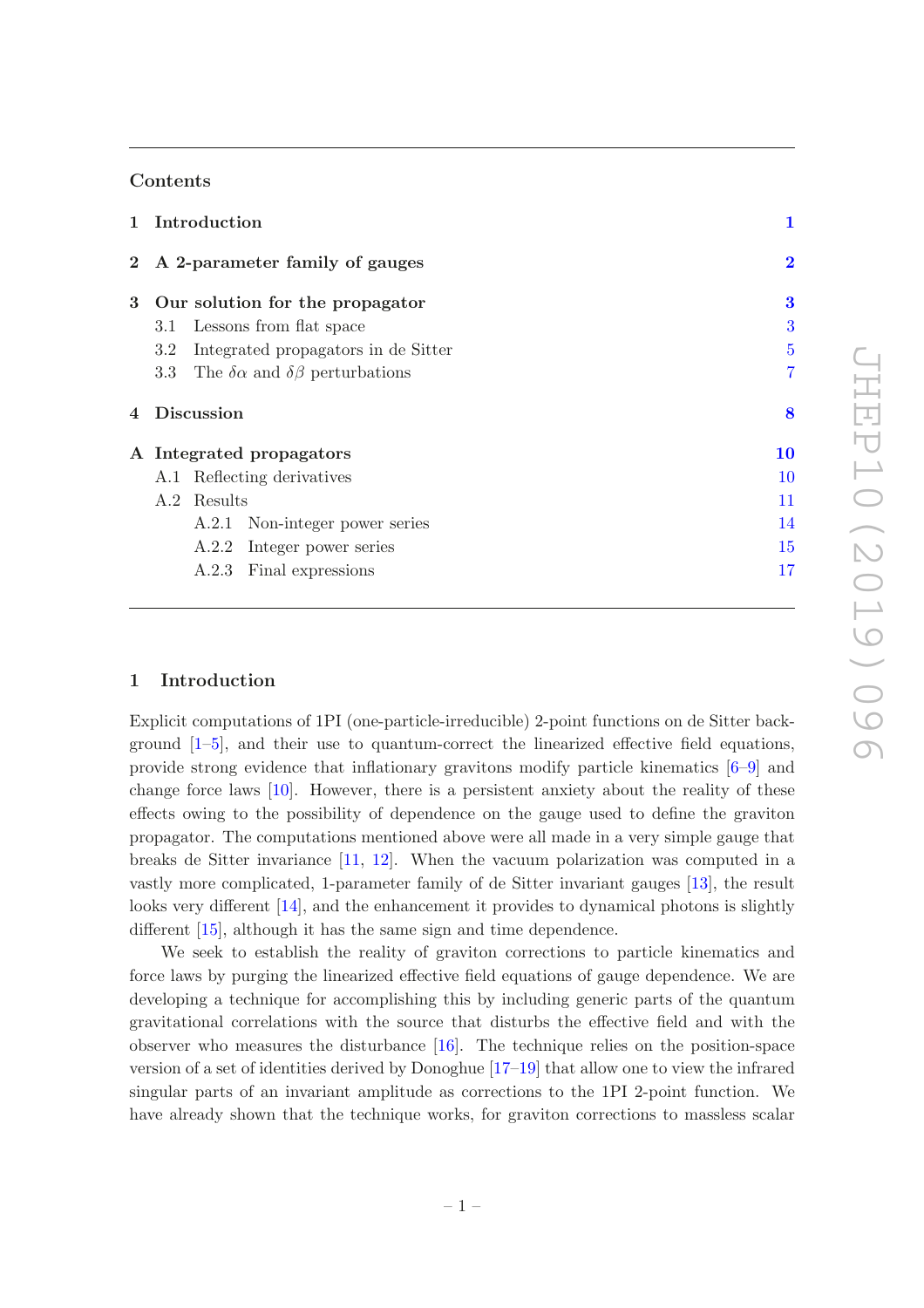## Contents

| | | |
|---|---|---|
| **1** | **Introduction** | **1** |
| **2** | **A 2-parameter family of gauges** | **2** |
| **3** | **Our solution for the propagator** | **3** |
| | 3.1 Lessons from flat space | 3 |
| | 3.2 Integrated propagators in de Sitter | 5 |
| | 3.3 The $\delta\alpha$ and $\delta\beta$ perturbations | 7 |
| **4** | **Discussion** | **8** |
| **A** | **Integrated propagators** | **10** |
| | A.1 Reflecting derivatives | 10 |
| | A.2 Results | 11 |
| | A.2.1 Non-integer power series | 14 |
| | A.2.2 Integer power series | 15 |
| | A.2.3 Final expressions | 17 |

## 1 Introduction

Explicit computations of 1PI (one-particle-irreducible) 2-point functions on de Sitter background [1–5], and their use to quantum-correct the linearized effective field equations, provide strong evidence that inflationary gravitons modify particle kinematics [6–9] and change force laws [10]. However, there is a persistent anxiety about the reality of these effects owing to the possibility of dependence on the gauge used to define the graviton propagator. The computations mentioned above were all made in a very simple gauge that breaks de Sitter invariance [11, 12]. When the vacuum polarization was computed in a vastly more complicated, 1-parameter family of de Sitter invariant gauges [13], the result looks very different [14], and the enhancement it provides to dynamical photons is slightly different [15], although it has the same sign and time dependence.

We seek to establish the reality of graviton corrections to particle kinematics and force laws by purging the linearized effective field equations of gauge dependence. We are developing a technique for accomplishing this by including generic parts of the quantum gravitational correlations with the source that disturbs the effective field and with the observer who measures the disturbance [16]. The technique relies on the position-space version of a set of identities derived by Donoghue [17–19] that allow one to view the infrared singular parts of an invariant amplitude as corrections to the 1PI 2-point function. We have already shown that the technique works, for graviton corrections to massless scalar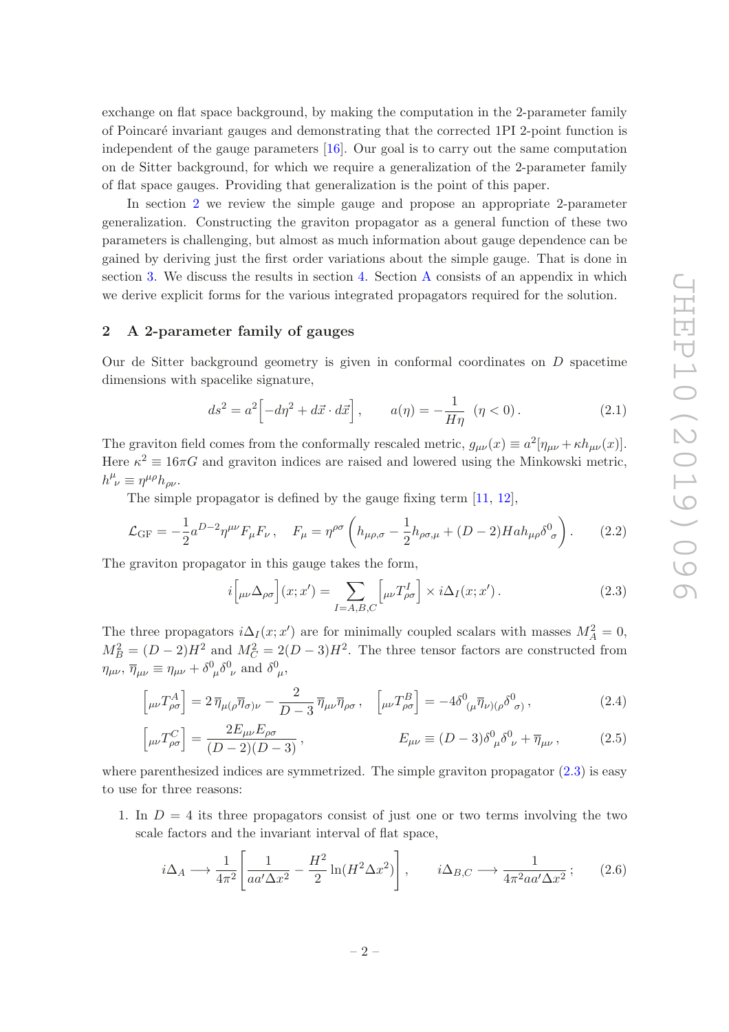exchange on flat space background, by making the computation in the 2-parameter family of Poincaré invariant gauges and demonstrating that the corrected 1PI 2-point function is independent of the gauge parameters [16]. Our goal is to carry out the same computation on de Sitter background, for which we require a generalization of the 2-parameter family of flat space gauges. Providing that generalization is the point of this paper.

In section 2 we review the simple gauge and propose an appropriate 2-parameter generalization. Constructing the graviton propagator as a general function of these two parameters is challenging, but almost as much information about gauge dependence can be gained by deriving just the first order variations about the simple gauge. That is done in section 3. We discuss the results in section 4. Section A consists of an appendix in which we derive explicit forms for the various integrated propagators required for the solution.

## 2 A 2-parameter family of gauges

Our de Sitter background geometry is given in conformal coordinates on $D$ spacetime dimensions with spacelike signature,

$$ds^2 = a^2\Big[-d\eta^2 + d\vec{x}\cdot d\vec{x}\Big]\,, \qquad a(\eta) = -\frac{1}{H\eta}\ \ (\eta < 0)\,. \tag{2.1}$$

The graviton field comes from the conformally rescaled metric, $g_{\mu\nu}(x) \equiv a^2[\eta_{\mu\nu} + \kappa h_{\mu\nu}(x)]$. Here $\kappa^2 \equiv 16\pi G$ and graviton indices are raised and lowered using the Minkowski metric, $h^{\mu}{}_{\nu} \equiv \eta^{\mu\rho}h_{\rho\nu}$.

The simple propagator is defined by the gauge fixing term [11, 12],

$$\mathcal{L}_{\rm GF} = -\frac{1}{2}a^{D-2}\eta^{\mu\nu}F_{\mu}F_{\nu}\,, \quad F_{\mu} = \eta^{\rho\sigma}\left(h_{\mu\rho,\sigma} - \frac{1}{2}h_{\rho\sigma,\mu} + (D-2)Hah_{\mu\rho}\delta^{0}_{\ \sigma}\right). \tag{2.2}$$

The graviton propagator in this gauge takes the form,

$$i\Big[{}_{\mu\nu}\Delta_{\rho\sigma}\Big](x;x') = \sum_{I=A,B,C}\Big[{}_{\mu\nu}T^{I}_{\rho\sigma}\Big] \times i\Delta_{I}(x;x')\,. \tag{2.3}$$

The three propagators $i\Delta_I(x;x')$ are for minimally coupled scalars with masses $M_A^2 = 0$, $M_B^2 = (D-2)H^2$ and $M_C^2 = 2(D-3)H^2$. The three tensor factors are constructed from $\eta_{\mu\nu}$, $\overline{\eta}_{\mu\nu} \equiv \eta_{\mu\nu} + \delta^{0}_{\ \mu}\delta^{0}_{\ \nu}$ and $\delta^{0}_{\ \mu}$,

$$\Big[{}_{\mu\nu}T^{A}_{\rho\sigma}\Big] = 2\,\overline{\eta}_{\mu(\rho}\overline{\eta}_{\sigma)\nu} - \frac{2}{D-3}\,\overline{\eta}_{\mu\nu}\overline{\eta}_{\rho\sigma}\,, \quad \Big[{}_{\mu\nu}T^{B}_{\rho\sigma}\Big] = -4\delta^{0}_{\ (\mu}\overline{\eta}_{\nu)(\rho}\delta^{0}_{\ \sigma)}\,, \tag{2.4}$$

$$\Big[{}_{\mu\nu}T^{C}_{\rho\sigma}\Big] = \frac{2E_{\mu\nu}E_{\rho\sigma}}{(D-2)(D-3)}\,, \qquad\qquad E_{\mu\nu} \equiv (D-3)\delta^{0}_{\ \mu}\delta^{0}_{\ \nu} + \overline{\eta}_{\mu\nu}\,, \tag{2.5}$$

where parenthesized indices are symmetrized. The simple graviton propagator (2.3) is easy to use for three reasons:

1. In $D = 4$ its three propagators consist of just one or two terms involving the two scale factors and the invariant interval of flat space,

$$i\Delta_A \longrightarrow \frac{1}{4\pi^2}\left[\frac{1}{aa'\Delta x^2} - \frac{H^2}{2}\ln(H^2\Delta x^2)\right], \qquad i\Delta_{B,C} \longrightarrow \frac{1}{4\pi^2 aa'\Delta x^2}\,; \tag{2.6}$$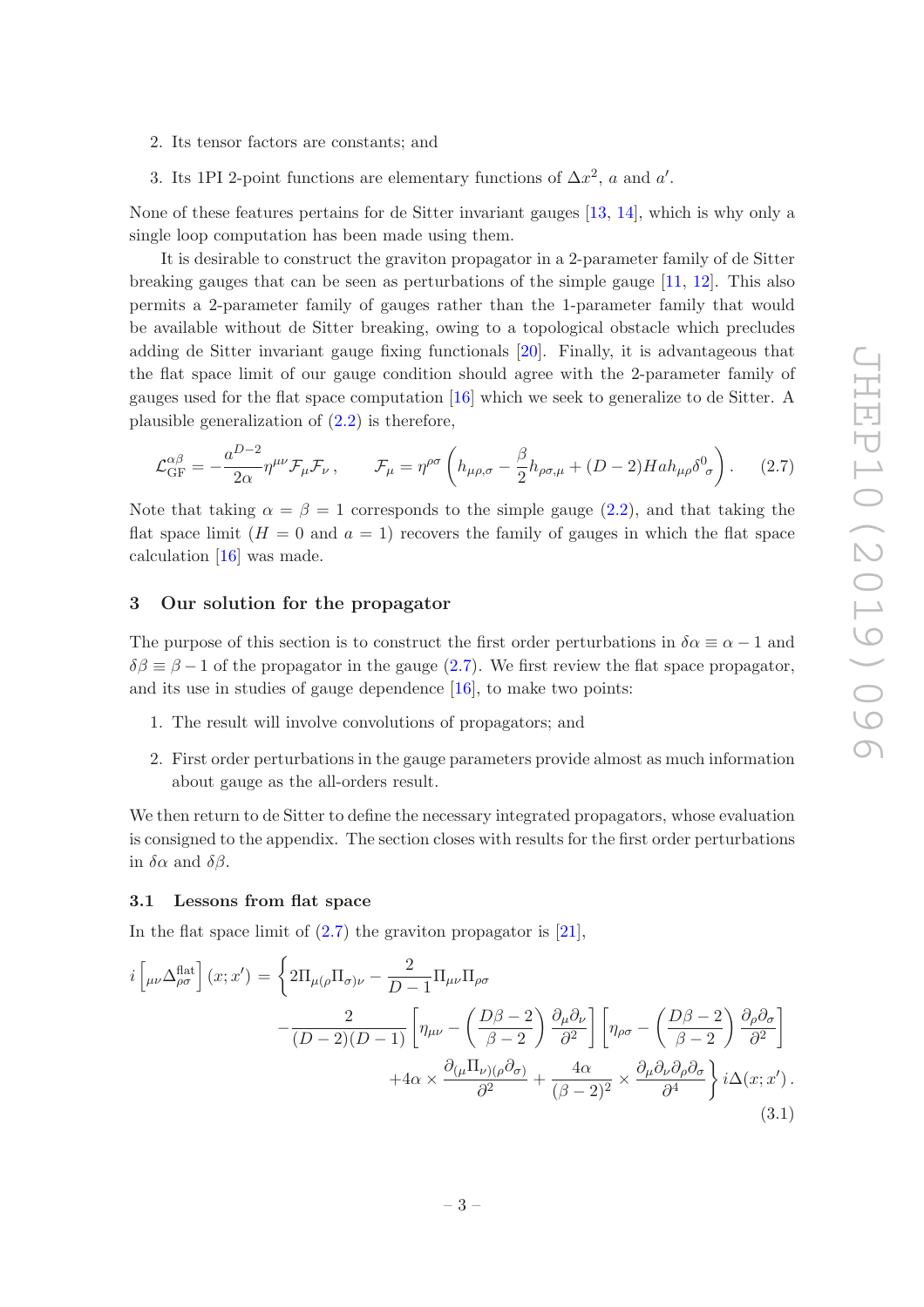2. Its tensor factors are constants; and

3. Its 1PI 2-point functions are elementary functions of $\Delta x^2$, $a$ and $a'$.

None of these features pertains for de Sitter invariant gauges [13, 14], which is why only a single loop computation has been made using them.

It is desirable to construct the graviton propagator in a 2-parameter family of de Sitter breaking gauges that can be seen as perturbations of the simple gauge [11, 12]. This also permits a 2-parameter family of gauges rather than the 1-parameter family that would be available without de Sitter breaking, owing to a topological obstacle which precludes adding de Sitter invariant gauge fixing functionals [20]. Finally, it is advantageous that the flat space limit of our gauge condition should agree with the 2-parameter family of gauges used for the flat space computation [16] which we seek to generalize to de Sitter. A plausible generalization of (2.2) is therefore,

$$\mathcal{L}_{\rm GF}^{\alpha\beta} = -\frac{a^{D-2}}{2\alpha}\eta^{\mu\nu}\mathcal{F}_\mu\mathcal{F}_\nu \,, \qquad \mathcal{F}_\mu = \eta^{\rho\sigma}\left(h_{\mu\rho,\sigma} - \frac{\beta}{2}h_{\rho\sigma,\mu} + (D-2)Hah_{\mu\rho}\delta^0{}_\sigma\right). \tag{2.7}$$

Note that taking $\alpha = \beta = 1$ corresponds to the simple gauge (2.2), and that taking the flat space limit ($H = 0$ and $a = 1$) recovers the family of gauges in which the flat space calculation [16] was made.

## 3 Our solution for the propagator

The purpose of this section is to construct the first order perturbations in $\delta\alpha \equiv \alpha - 1$ and $\delta\beta \equiv \beta - 1$ of the propagator in the gauge (2.7). We first review the flat space propagator, and its use in studies of gauge dependence [16], to make two points:

1. The result will involve convolutions of propagators; and

2. First order perturbations in the gauge parameters provide almost as much information about gauge as the all-orders result.

We then return to de Sitter to define the necessary integrated propagators, whose evaluation is consigned to the appendix. The section closes with results for the first order perturbations in $\delta\alpha$ and $\delta\beta$.

### 3.1 Lessons from flat space

In the flat space limit of (2.7) the graviton propagator is [21],

$$\begin{aligned}
i\Big[{}_{\mu\nu}\Delta^{\rm flat}_{\rho\sigma}\Big](x;x') = \Bigg\{ & 2\Pi_{\mu(\rho}\Pi_{\sigma)\nu} - \frac{2}{D-1}\Pi_{\mu\nu}\Pi_{\rho\sigma} \\
& - \frac{2}{(D-2)(D-1)}\left[\eta_{\mu\nu} - \left(\frac{D\beta-2}{\beta-2}\right)\frac{\partial_\mu\partial_\nu}{\partial^2}\right]\left[\eta_{\rho\sigma} - \left(\frac{D\beta-2}{\beta-2}\right)\frac{\partial_\rho\partial_\sigma}{\partial^2}\right] \\
& + 4\alpha \times \frac{\partial_{(\mu}\Pi_{\nu)(\rho}\partial_{\sigma)}}{\partial^2} + \frac{4\alpha}{(\beta-2)^2} \times \frac{\partial_\mu\partial_\nu\partial_\rho\partial_\sigma}{\partial^4}\Bigg\} i\Delta(x;x') \,.
\end{aligned} \tag{3.1}$$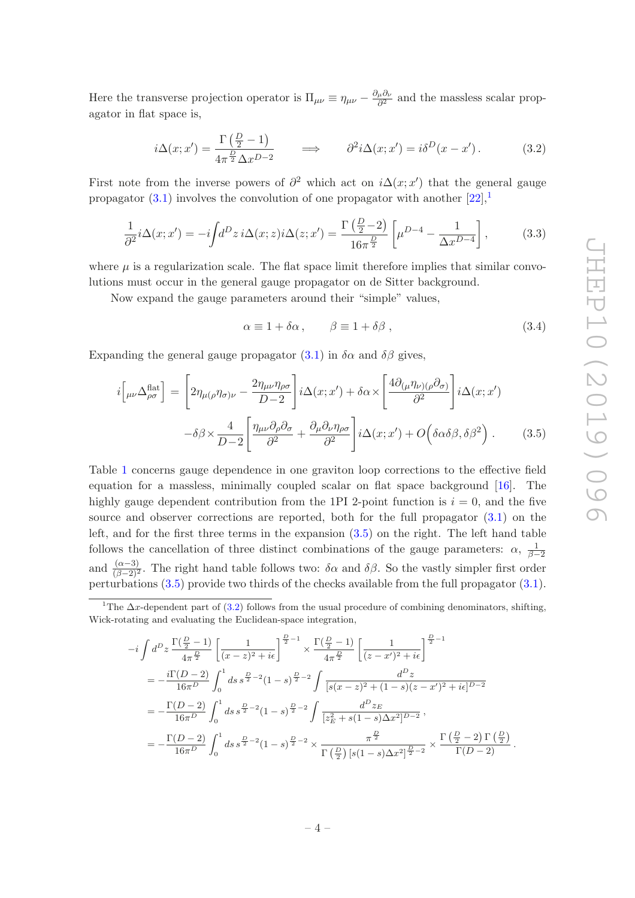Here the transverse projection operator is $\Pi_{\mu\nu} \equiv \eta_{\mu\nu} - \frac{\partial_\mu \partial_\nu}{\partial^2}$ and the massless scalar propagator in flat space is,

$$
i\Delta(x;x') = \frac{\Gamma\left(\frac{D}{2}-1\right)}{4\pi^{\frac{D}{2}}\Delta x^{D-2}} \qquad \Longrightarrow \qquad \partial^2 i\Delta(x;x') = i\delta^D(x-x')\,. \tag{3.2}
$$

First note from the inverse powers of $\partial^2$ which act on $i\Delta(x;x')$ that the general gauge propagator (3.1) involves the convolution of one propagator with another [22],[1]

$$
\frac{1}{\partial^2} i\Delta(x;x') = -i\!\int\! d^D z\, i\Delta(x;z) i\Delta(z;x') = \frac{\Gamma\left(\frac{D}{2}-2\right)}{16\pi^{\frac{D}{2}}}\left[\mu^{D-4} - \frac{1}{\Delta x^{D-4}}\right], \tag{3.3}
$$

where $\mu$ is a regularization scale. The flat space limit therefore implies that similar convolutions must occur in the general gauge propagator on de Sitter background.

Now expand the gauge parameters around their "simple" values,

$$
\alpha \equiv 1 + \delta\alpha\,, \qquad \beta \equiv 1 + \delta\beta\,, \tag{3.4}
$$

Expanding the general gauge propagator (3.1) in $\delta\alpha$ and $\delta\beta$ gives,

$$
\begin{aligned}
i\Big[{}_{\mu\nu}\Delta^{\rm flat}_{\rho\sigma}\Big] &= \left[2\eta_{\mu(\rho}\eta_{\sigma)\nu} - \frac{2\eta_{\mu\nu}\eta_{\rho\sigma}}{D-2}\right] i\Delta(x;x') + \delta\alpha \times \left[\frac{4\partial_{(\mu}\eta_{\nu)(\rho}\partial_{\sigma)}}{\partial^2}\right] i\Delta(x;x') \\
&\quad - \delta\beta \times \frac{4}{D-2}\left[\frac{\eta_{\mu\nu}\partial_\rho\partial_\sigma}{\partial^2} + \frac{\partial_\mu\partial_\nu\eta_{\rho\sigma}}{\partial^2}\right] i\Delta(x;x') + O\Big(\delta\alpha\delta\beta, \delta\beta^2\Big)\,.
\end{aligned} \tag{3.5}
$$

Table 1 concerns gauge dependence in one graviton loop corrections to the effective field equation for a massless, minimally coupled scalar on flat space background [16]. The highly gauge dependent contribution from the 1PI 2-point function is $i = 0$, and the five source and observer corrections are reported, both for the full propagator (3.1) on the left, and for the first three terms in the expansion (3.5) on the right. The left hand table follows the cancellation of three distinct combinations of the gauge parameters: $\alpha$, $\frac{1}{\beta-2}$ and $\frac{(\alpha-3)}{(\beta-2)^2}$. The right hand table follows two: $\delta\alpha$ and $\delta\beta$. So the vastly simpler first order perturbations (3.5) provide two thirds of the checks available from the full propagator (3.1).

---

[1] The $\Delta x$-dependent part of (3.2) follows from the usual procedure of combining denominators, shifting, Wick-rotating and evaluating the Euclidean-space integration,

$$
\begin{aligned}
-i\int d^D z\, &\frac{\Gamma(\frac{D}{2}-1)}{4\pi^{\frac{D}{2}}}\left[\frac{1}{(x-z)^2+i\epsilon}\right]^{\frac{D}{2}-1} \times \frac{\Gamma(\frac{D}{2}-1)}{4\pi^{\frac{D}{2}}}\left[\frac{1}{(z-x')^2+i\epsilon}\right]^{\frac{D}{2}-1} \\
&= -\frac{i\Gamma(D-2)}{16\pi^D}\int_0^1 ds\, s^{\frac{D}{2}-2}(1-s)^{\frac{D}{2}-2}\int \frac{d^D z}{[s(x-z)^2+(1-s)(z-x')^2+i\epsilon]^{D-2}} \\
&= -\frac{\Gamma(D-2)}{16\pi^D}\int_0^1 ds\, s^{\frac{D}{2}-2}(1-s)^{\frac{D}{2}-2}\int \frac{d^D z_E}{[z_E^2+s(1-s)\Delta x^2]^{D-2}}\,, \\
&= -\frac{\Gamma(D-2)}{16\pi^D}\int_0^1 ds\, s^{\frac{D}{2}-2}(1-s)^{\frac{D}{2}-2} \times \frac{\pi^{\frac{D}{2}}}{\Gamma\left(\frac{D}{2}\right)[s(1-s)\Delta x^2]^{\frac{D}{2}-2}} \times \frac{\Gamma\left(\frac{D}{2}-2\right)\Gamma\left(\frac{D}{2}\right)}{\Gamma(D-2)}\,.
\end{aligned}
$$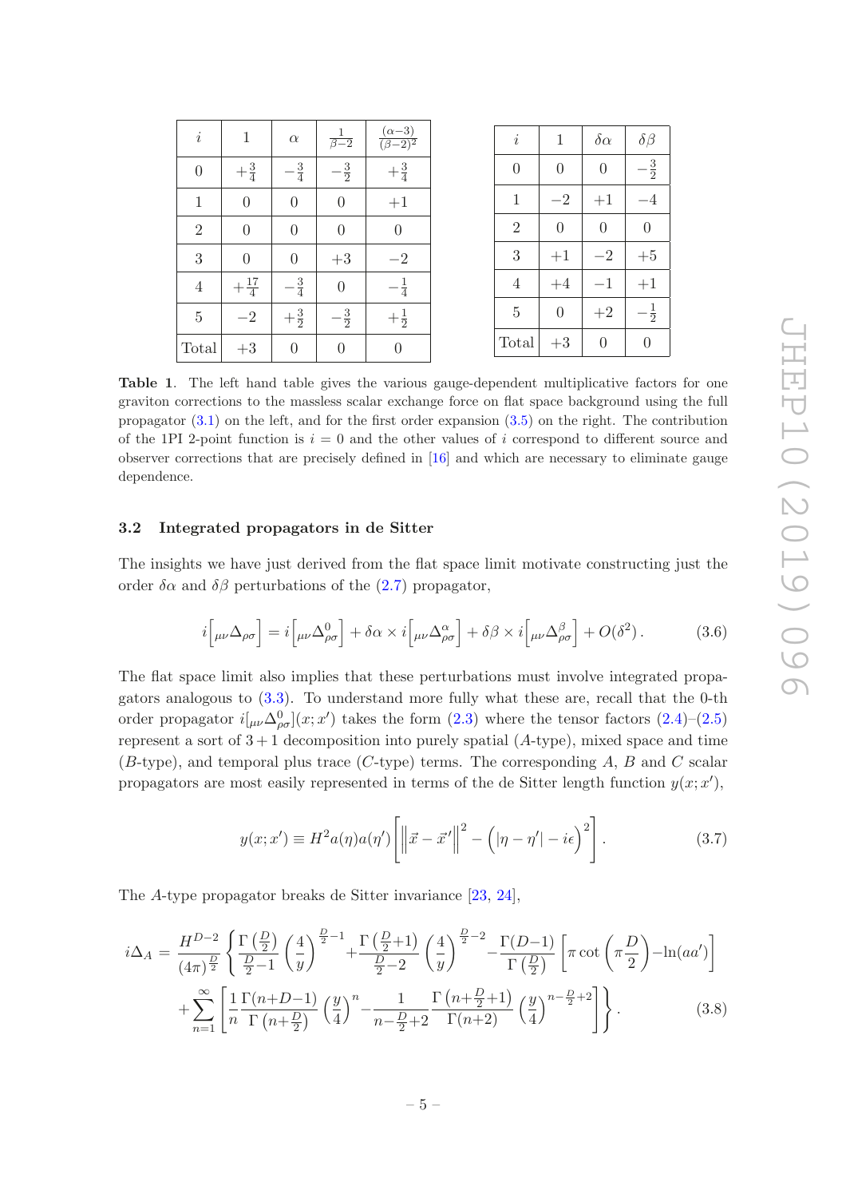| $i$ | $1$ | $\alpha$ | $\frac{1}{\beta-2}$ | $\frac{(\alpha-3)}{(\beta-2)^2}$ |
|---|---|---|---|---|
| 0 | $+\frac{3}{4}$ | $-\frac{3}{4}$ | $-\frac{3}{2}$ | $+\frac{3}{4}$ |
| 1 | 0 | 0 | 0 | $+1$ |
| 2 | 0 | 0 | 0 | 0 |
| 3 | 0 | 0 | $+3$ | $-2$ |
| 4 | $+\frac{17}{4}$ | $-\frac{3}{4}$ | 0 | $-\frac{1}{4}$ |
| 5 | $-2$ | $+\frac{3}{2}$ | $-\frac{3}{2}$ | $+\frac{1}{2}$ |
| Total | $+3$ | 0 | 0 | 0 |

| $i$ | $1$ | $\delta\alpha$ | $\delta\beta$ |
|---|---|---|---|
| 0 | 0 | 0 | $-\frac{3}{2}$ |
| 1 | $-2$ | $+1$ | $-4$ |
| 2 | 0 | 0 | 0 |
| 3 | $+1$ | $-2$ | $+5$ |
| 4 | $+4$ | $-1$ | $+1$ |
| 5 | 0 | $+2$ | $-\frac{1}{2}$ |
| Total | $+3$ | 0 | 0 |

**Table 1**. The left hand table gives the various gauge-dependent multiplicative factors for one graviton corrections to the massless scalar exchange force on flat space background using the full propagator (3.1) on the left, and for the first order expansion (3.5) on the right. The contribution of the 1PI 2-point function is $i = 0$ and the other values of $i$ correspond to different source and observer corrections that are precisely defined in [16] and which are necessary to eliminate gauge dependence.

### 3.2 Integrated propagators in de Sitter

The insights we have just derived from the flat space limit motivate constructing just the order $\delta\alpha$ and $\delta\beta$ perturbations of the (2.7) propagator,

$$i\Big[{}_{\mu\nu}\Delta_{\rho\sigma}\Big] = i\Big[{}_{\mu\nu}\Delta^0_{\rho\sigma}\Big] + \delta\alpha \times i\Big[{}_{\mu\nu}\Delta^\alpha_{\rho\sigma}\Big] + \delta\beta \times i\Big[{}_{\mu\nu}\Delta^\beta_{\rho\sigma}\Big] + O(\delta^2)\,. \tag{3.6}$$

The flat space limit also implies that these perturbations must involve integrated propagators analogous to (3.3). To understand more fully what these are, recall that the 0-th order propagator $i[{}_{\mu\nu}\Delta^0_{\rho\sigma}](x;x')$ takes the form (2.3) where the tensor factors (2.4)–(2.5) represent a sort of $3+1$ decomposition into purely spatial ($A$-type), mixed space and time ($B$-type), and temporal plus trace ($C$-type) terms. The corresponding $A$, $B$ and $C$ scalar propagators are most easily represented in terms of the de Sitter length function $y(x;x')$,

$$y(x;x') \equiv H^2 a(\eta)a(\eta')\left[\Big\|\vec{x}-\vec{x}'\Big\|^2 - \Big(|\eta-\eta'| - i\epsilon\Big)^2\right]. \tag{3.7}$$

The $A$-type propagator breaks de Sitter invariance [23, 24],

$$\begin{aligned} i\Delta_A = \frac{H^{D-2}}{(4\pi)^{\frac{D}{2}}}\Bigg\{&\frac{\Gamma\left(\frac{D}{2}\right)}{\frac{D}{2}-1}\left(\frac{4}{y}\right)^{\frac{D}{2}-1} + \frac{\Gamma\left(\frac{D}{2}+1\right)}{\frac{D}{2}-2}\left(\frac{4}{y}\right)^{\frac{D}{2}-2} - \frac{\Gamma(D-1)}{\Gamma\left(\frac{D}{2}\right)}\left[\pi\cot\left(\pi\frac{D}{2}\right) - \ln(aa')\right] \\ &+ \sum_{n=1}^{\infty}\left[\frac{1}{n}\frac{\Gamma(n+D-1)}{\Gamma\left(n+\frac{D}{2}\right)}\left(\frac{y}{4}\right)^n - \frac{1}{n-\frac{D}{2}+2}\frac{\Gamma\left(n+\frac{D}{2}+1\right)}{\Gamma(n+2)}\left(\frac{y}{4}\right)^{n-\frac{D}{2}+2}\right]\Bigg\}. \end{aligned} \tag{3.8}$$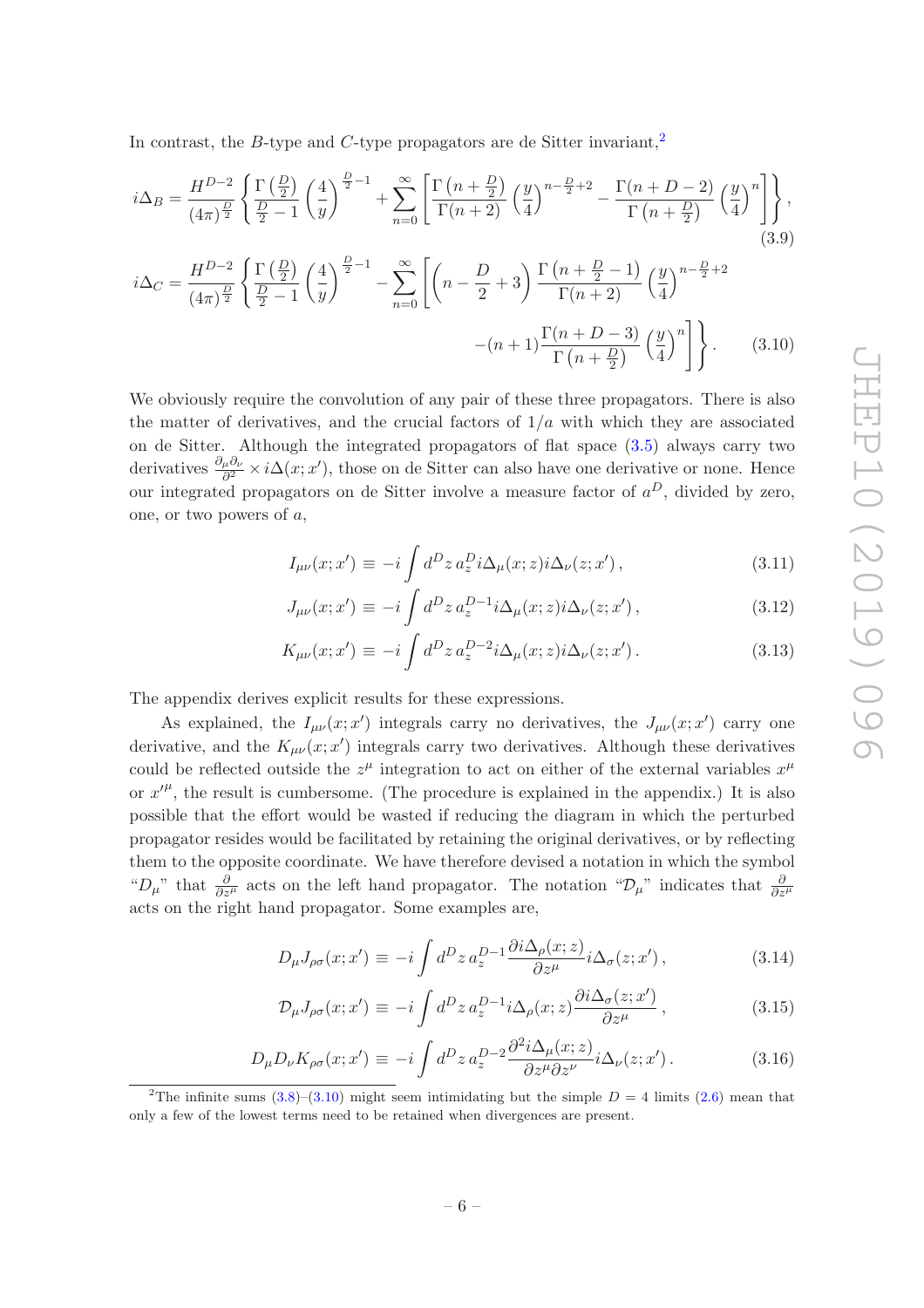In contrast, the $B$-type and $C$-type propagators are de Sitter invariant,[2]

$$i\Delta_B = \frac{H^{D-2}}{(4\pi)^{\frac{D}{2}}} \left\{ \frac{\Gamma\left(\frac{D}{2}\right)}{\frac{D}{2}-1} \left(\frac{4}{y}\right)^{\frac{D}{2}-1} + \sum_{n=0}^{\infty} \left[ \frac{\Gamma\left(n+\frac{D}{2}\right)}{\Gamma(n+2)} \left(\frac{y}{4}\right)^{n-\frac{D}{2}+2} - \frac{\Gamma(n+D-2)}{\Gamma\left(n+\frac{D}{2}\right)} \left(\frac{y}{4}\right)^{n} \right] \right\}, \tag{3.9}$$

$$i\Delta_C = \frac{H^{D-2}}{(4\pi)^{\frac{D}{2}}} \left\{ \frac{\Gamma\left(\frac{D}{2}\right)}{\frac{D}{2}-1} \left(\frac{4}{y}\right)^{\frac{D}{2}-1} - \sum_{n=0}^{\infty} \left[ \left(n-\frac{D}{2}+3\right) \frac{\Gamma\left(n+\frac{D}{2}-1\right)}{\Gamma(n+2)} \left(\frac{y}{4}\right)^{n-\frac{D}{2}+2} - (n+1)\frac{\Gamma(n+D-3)}{\Gamma\left(n+\frac{D}{2}\right)} \left(\frac{y}{4}\right)^{n} \right] \right\}. \tag{3.10}$$

We obviously require the convolution of any pair of these three propagators. There is also the matter of derivatives, and the crucial factors of $1/a$ with which they are associated on de Sitter. Although the integrated propagators of flat space (3.5) always carry two derivatives $\frac{\partial_\mu \partial_\nu}{\partial^2} \times i\Delta(x;x')$, those on de Sitter can also have one derivative or none. Hence our integrated propagators on de Sitter involve a measure factor of $a^D$, divided by zero, one, or two powers of $a$,

$$I_{\mu\nu}(x;x') \equiv -i \int d^D z \, a_z^D i\Delta_\mu(x;z) i\Delta_\nu(z;x'), \tag{3.11}$$

$$J_{\mu\nu}(x;x') \equiv -i \int d^D z \, a_z^{D-1} i\Delta_\mu(x;z) i\Delta_\nu(z;x'), \tag{3.12}$$

$$K_{\mu\nu}(x;x') \equiv -i \int d^D z \, a_z^{D-2} i\Delta_\mu(x;z) i\Delta_\nu(z;x'). \tag{3.13}$$

The appendix derives explicit results for these expressions.

As explained, the $I_{\mu\nu}(x;x')$ integrals carry no derivatives, the $J_{\mu\nu}(x;x')$ carry one derivative, and the $K_{\mu\nu}(x;x')$ integrals carry two derivatives. Although these derivatives could be reflected outside the $z^\mu$ integration to act on either of the external variables $x^\mu$ or $x'^\mu$, the result is cumbersome. (The procedure is explained in the appendix.) It is also possible that the effort would be wasted if reducing the diagram in which the perturbed propagator resides would be facilitated by retaining the original derivatives, or by reflecting them to the opposite coordinate. We have therefore devised a notation in which the symbol "$D_\mu$" that $\frac{\partial}{\partial z^\mu}$ acts on the left hand propagator. The notation "$\mathcal{D}_\mu$" indicates that $\frac{\partial}{\partial z^\mu}$ acts on the right hand propagator. Some examples are,

$$D_\mu J_{\rho\sigma}(x;x') \equiv -i \int d^D z \, a_z^{D-1} \frac{\partial i\Delta_\rho(x;z)}{\partial z^\mu} i\Delta_\sigma(z;x'), \tag{3.14}$$

$$\mathcal{D}_\mu J_{\rho\sigma}(x;x') \equiv -i \int d^D z \, a_z^{D-1} i\Delta_\rho(x;z) \frac{\partial i\Delta_\sigma(z;x')}{\partial z^\mu}, \tag{3.15}$$

$$D_\mu D_\nu K_{\rho\sigma}(x;x') \equiv -i \int d^D z \, a_z^{D-2} \frac{\partial^2 i\Delta_\mu(x;z)}{\partial z^\mu \partial z^\nu} i\Delta_\nu(z;x'). \tag{3.16}$$

[2] The infinite sums (3.8)–(3.10) might seem intimidating but the simple $D=4$ limits (2.6) mean that only a few of the lowest terms need to be retained when divergences are present.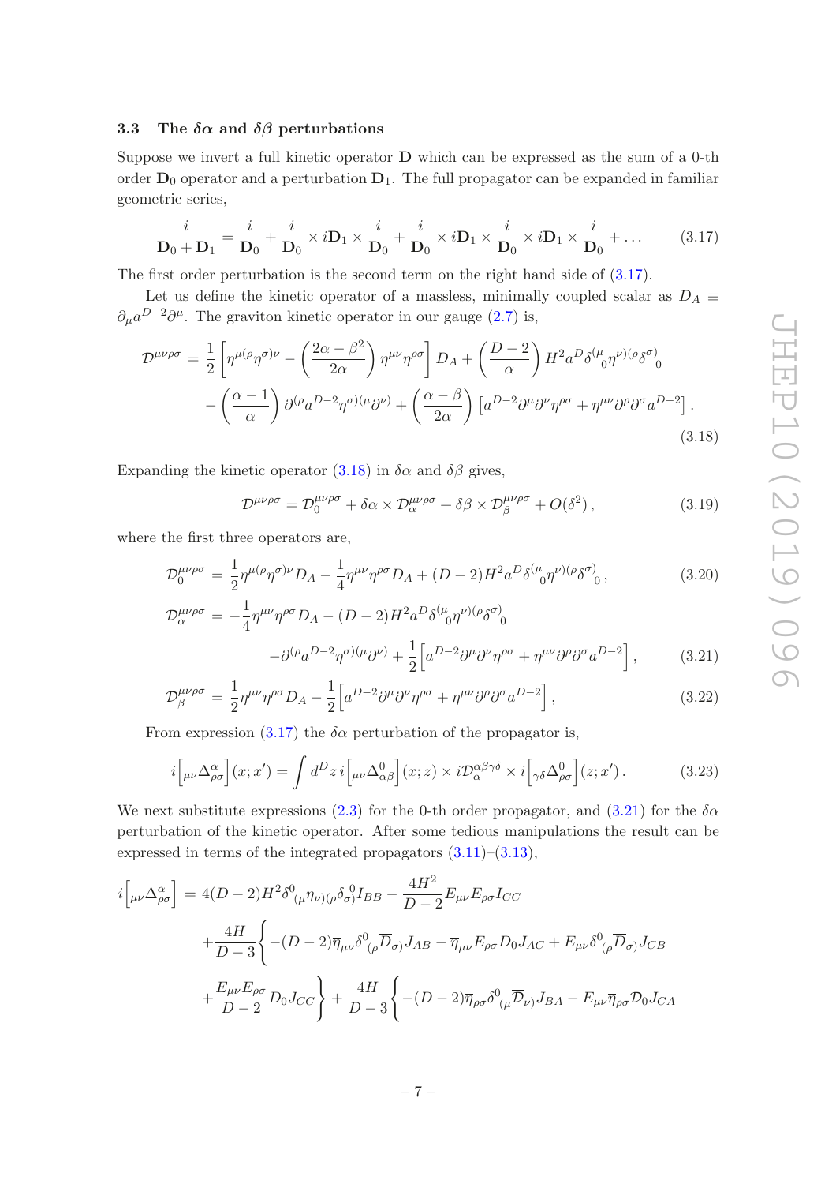### 3.3 The $\delta\alpha$ and $\delta\beta$ perturbations

Suppose we invert a full kinetic operator $\mathbf{D}$ which can be expressed as the sum of a 0-th order $\mathbf{D}_0$ operator and a perturbation $\mathbf{D}_1$. The full propagator can be expanded in familiar geometric series,

$$\frac{i}{\mathbf{D}_0+\mathbf{D}_1} = \frac{i}{\mathbf{D}_0} + \frac{i}{\mathbf{D}_0} \times i\mathbf{D}_1 \times \frac{i}{\mathbf{D}_0} + \frac{i}{\mathbf{D}_0} \times i\mathbf{D}_1 \times \frac{i}{\mathbf{D}_0} \times i\mathbf{D}_1 \times \frac{i}{\mathbf{D}_0} + \dots \tag{3.17}$$

The first order perturbation is the second term on the right hand side of (3.17).

Let us define the kinetic operator of a massless, minimally coupled scalar as $D_A \equiv \partial_\mu a^{D-2} \partial^\mu$. The graviton kinetic operator in our gauge (2.7) is,

$$\begin{aligned}\mathcal{D}^{\mu\nu\rho\sigma} &= \frac{1}{2}\left[\eta^{\mu(\rho}\eta^{\sigma)\nu} - \left(\frac{2\alpha-\beta^2}{2\alpha}\right)\eta^{\mu\nu}\eta^{\rho\sigma}\right] D_A + \left(\frac{D-2}{\alpha}\right) H^2 a^D \delta^{(\mu}{}_0 \eta^{\nu)(\rho} \delta^{\sigma)}{}_0 \\ &\quad - \left(\frac{\alpha-1}{\alpha}\right) \partial^{(\rho} a^{D-2} \eta^{\sigma)(\mu} \partial^{\nu)} + \left(\frac{\alpha-\beta}{2\alpha}\right)\left[a^{D-2}\partial^\mu\partial^\nu\eta^{\rho\sigma} + \eta^{\mu\nu}\partial^\rho\partial^\sigma a^{D-2}\right].\end{aligned} \tag{3.18}$$

Expanding the kinetic operator (3.18) in $\delta\alpha$ and $\delta\beta$ gives,

$$\mathcal{D}^{\mu\nu\rho\sigma} = \mathcal{D}_0^{\mu\nu\rho\sigma} + \delta\alpha \times \mathcal{D}_\alpha^{\mu\nu\rho\sigma} + \delta\beta \times \mathcal{D}_\beta^{\mu\nu\rho\sigma} + O(\delta^2)\,, \tag{3.19}$$

where the first three operators are,

$$\mathcal{D}_0^{\mu\nu\rho\sigma} = \frac{1}{2}\eta^{\mu(\rho}\eta^{\sigma)\nu} D_A - \frac{1}{4}\eta^{\mu\nu}\eta^{\rho\sigma} D_A + (D-2) H^2 a^D \delta^{(\mu}{}_0 \eta^{\nu)(\rho}\delta^{\sigma)}{}_0\,, \tag{3.20}$$

$$\begin{aligned}\mathcal{D}_\alpha^{\mu\nu\rho\sigma} &= -\frac{1}{4}\eta^{\mu\nu}\eta^{\rho\sigma} D_A - (D-2) H^2 a^D \delta^{(\mu}{}_0 \eta^{\nu)(\rho}\delta^{\sigma)}{}_0 \\ &\quad - \partial^{(\rho} a^{D-2}\eta^{\sigma)(\mu}\partial^{\nu)} + \frac{1}{2}\left[a^{D-2}\partial^\mu\partial^\nu\eta^{\rho\sigma} + \eta^{\mu\nu}\partial^\rho\partial^\sigma a^{D-2}\right],\end{aligned} \tag{3.21}$$

$$\mathcal{D}_\beta^{\mu\nu\rho\sigma} = \frac{1}{2}\eta^{\mu\nu}\eta^{\rho\sigma} D_A - \frac{1}{2}\left[a^{D-2}\partial^\mu\partial^\nu\eta^{\rho\sigma} + \eta^{\mu\nu}\partial^\rho\partial^\sigma a^{D-2}\right], \tag{3.22}$$

From expression (3.17) the $\delta\alpha$ perturbation of the propagator is,

$$i\Big[{}_{\mu\nu}\Delta^\alpha_{\rho\sigma}\Big](x;x') = \int d^D z\, i\Big[{}_{\mu\nu}\Delta^0_{\alpha\beta}\Big](x;z) \times i\mathcal{D}_\alpha^{\alpha\beta\gamma\delta} \times i\Big[{}_{\gamma\delta}\Delta^0_{\rho\sigma}\Big](z;x')\,. \tag{3.23}$$

We next substitute expressions (2.3) for the 0-th order propagator, and (3.21) for the $\delta\alpha$ perturbation of the kinetic operator. After some tedious manipulations the result can be expressed in terms of the integrated propagators (3.11)–(3.13),

$$\begin{aligned}i\Big[{}_{\mu\nu}\Delta^\alpha_{\rho\sigma}\Big] &= 4(D-2)H^2\delta^0_{(\mu}\overline{\eta}_{\nu)(\rho}\delta^0_{\sigma)} I_{BB} - \frac{4H^2}{D-2} E_{\mu\nu}E_{\rho\sigma} I_{CC} \\ &\quad + \frac{4H}{D-3}\Bigg\{-(D-2)\overline{\eta}_{\mu\nu}\delta^0_{(\rho}\overline{D}_{\sigma)} J_{AB} - \overline{\eta}_{\mu\nu}E_{\rho\sigma}D_0 J_{AC} + E_{\mu\nu}\delta^0_{(\rho}\overline{D}_{\sigma)} J_{CB} \\ &\quad + \frac{E_{\mu\nu}E_{\rho\sigma}}{D-2} D_0 J_{CC}\Bigg\} + \frac{4H}{D-3}\Bigg\{-(D-2)\overline{\eta}_{\rho\sigma}\delta^0_{(\mu}\overline{D}_{\nu)} J_{BA} - E_{\mu\nu}\overline{\eta}_{\rho\sigma}\mathcal{D}_0 J_{CA}\end{aligned}$$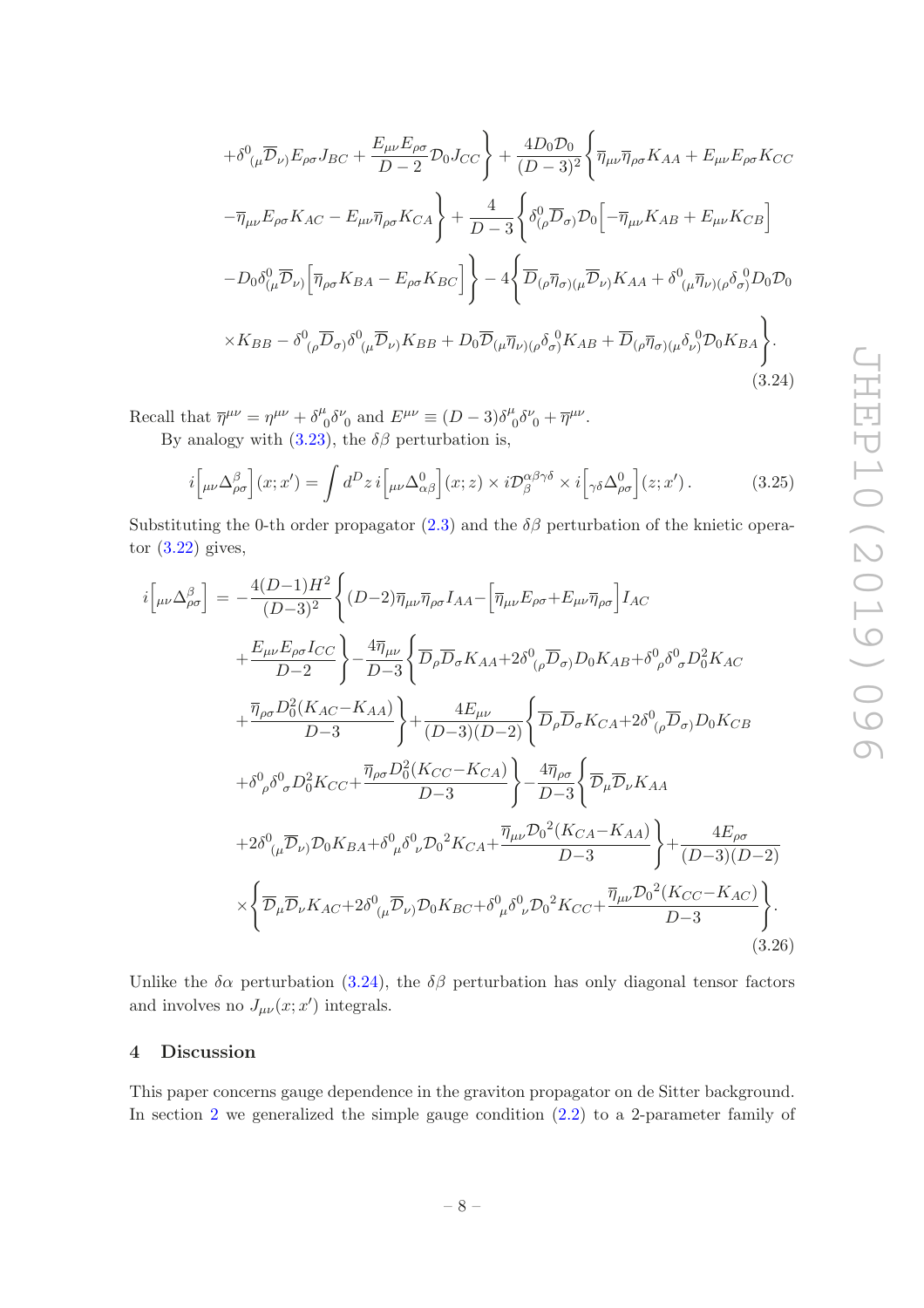$$
+\delta^0_{\ (\mu}\overline{\mathcal{D}}_{\nu)}E_{\rho\sigma}J_{BC} + \frac{E_{\mu\nu}E_{\rho\sigma}}{D-2}\mathcal{D}_0 J_{CC}\Bigg\} + \frac{4D_0\mathcal{D}_0}{(D-3)^2}\Bigg\{\overline{\eta}_{\mu\nu}\overline{\eta}_{\rho\sigma}K_{AA} + E_{\mu\nu}E_{\rho\sigma}K_{CC}
$$

$$
-\overline{\eta}_{\mu\nu}E_{\rho\sigma}K_{AC} - E_{\mu\nu}\overline{\eta}_{\rho\sigma}K_{CA}\Bigg\} + \frac{4}{D-3}\Bigg\{\delta^0_{(\rho}\overline{D}_{\sigma)}\mathcal{D}_0\Big[-\overline{\eta}_{\mu\nu}K_{AB} + E_{\mu\nu}K_{CB}\Big]
$$

$$
-D_0\delta^0_{(\mu}\overline{\mathcal{D}}_{\nu)}\Big[\overline{\eta}_{\rho\sigma}K_{BA} - E_{\rho\sigma}K_{BC}\Big]\Bigg\} - 4\Bigg\{\overline{D}_{(\rho}\overline{\eta}_{\sigma)(\mu}\overline{\mathcal{D}}_{\nu)}K_{AA} + \delta^0_{\ (\mu}\overline{\eta}_{\nu)(\rho}\delta_{\sigma)}^{\ 0}D_0\mathcal{D}_0
$$

$$
\times K_{BB} - \delta^0_{\ (\rho}\overline{D}_{\sigma)}\delta^0_{\ (\mu}\overline{\mathcal{D}}_{\nu)}K_{BB} + D_0\overline{\mathcal{D}}_{(\mu}\overline{\eta}_{\nu)(\rho}\delta_{\sigma)}^{\ 0}K_{AB} + \overline{D}_{(\rho}\overline{\eta}_{\sigma)(\mu}\delta_{\nu)}^{\ 0}\mathcal{D}_0 K_{BA}\Bigg\}. \tag{3.24}
$$

Recall that $\overline{\eta}^{\mu\nu} = \eta^{\mu\nu} + \delta^\mu_{\ 0}\delta^\nu_{\ 0}$ and $E^{\mu\nu} \equiv (D-3)\delta^\mu_{\ 0}\delta^\nu_{\ 0} + \overline{\eta}^{\mu\nu}$.

By analogy with (3.23), the $\delta\beta$ perturbation is,

$$
i\Big[{}_{\mu\nu}\Delta^\beta_{\rho\sigma}\Big](x;x') = \int d^D z\, i\Big[{}_{\mu\nu}\Delta^0_{\alpha\beta}\Big](x;z) \times i\mathcal{D}^{\alpha\beta\gamma\delta}_\beta \times i\Big[{}_{\gamma\delta}\Delta^0_{\rho\sigma}\Big](z;x')\,. \tag{3.25}
$$

Substituting the 0-th order propagator (2.3) and the $\delta\beta$ perturbation of the knietic operator (3.22) gives,

$$
i\Big[{}_{\mu\nu}\Delta^\beta_{\rho\sigma}\Big] = -\frac{4(D-1)H^2}{(D-3)^2}\Bigg\{(D-2)\overline{\eta}_{\mu\nu}\overline{\eta}_{\rho\sigma}I_{AA} - \Big[\overline{\eta}_{\mu\nu}E_{\rho\sigma} + E_{\mu\nu}\overline{\eta}_{\rho\sigma}\Big]I_{AC}
$$

$$
+\frac{E_{\mu\nu}E_{\rho\sigma}I_{CC}}{D-2}\Bigg\} - \frac{4\overline{\eta}_{\mu\nu}}{D-3}\Bigg\{\overline{D}_\rho\overline{D}_\sigma K_{AA} + 2\delta^0_{\ (\rho}\overline{D}_{\sigma)}D_0 K_{AB} + \delta^0_{\ \rho}\delta^0_{\ \sigma}D_0^2 K_{AC}
$$

$$
+\frac{\overline{\eta}_{\rho\sigma}D_0^2(K_{AC}-K_{AA})}{D-3}\Bigg\} + \frac{4E_{\mu\nu}}{(D-3)(D-2)}\Bigg\{\overline{D}_\rho\overline{D}_\sigma K_{CA} + 2\delta^0_{\ (\rho}\overline{D}_{\sigma)}D_0 K_{CB}
$$

$$
+\delta^0_{\ \rho}\delta^0_{\ \sigma}D_0^2 K_{CC} + \frac{\overline{\eta}_{\rho\sigma}D_0^2(K_{CC}-K_{CA})}{D-3}\Bigg\} - \frac{4\overline{\eta}_{\rho\sigma}}{D-3}\Bigg\{\overline{\mathcal{D}}_\mu\overline{\mathcal{D}}_\nu K_{AA}
$$

$$
+2\delta^0_{\ (\mu}\overline{\mathcal{D}}_{\nu)}\mathcal{D}_0 K_{BA} + \delta^0_{\ \mu}\delta^0_{\ \nu}\mathcal{D}_0^{\ 2}K_{CA} + \frac{\overline{\eta}_{\mu\nu}\mathcal{D}_0^{\ 2}(K_{CA}-K_{AA})}{D-3}\Bigg\} + \frac{4E_{\rho\sigma}}{(D-3)(D-2)}
$$

$$
\times\Bigg\{\overline{\mathcal{D}}_\mu\overline{\mathcal{D}}_\nu K_{AC} + 2\delta^0_{\ (\mu}\overline{\mathcal{D}}_{\nu)}\mathcal{D}_0 K_{BC} + \delta^0_{\ \mu}\delta^0_{\ \nu}\mathcal{D}_0^{\ 2}K_{CC} + \frac{\overline{\eta}_{\mu\nu}\mathcal{D}_0^{\ 2}(K_{CC}-K_{AC})}{D-3}\Bigg\}. \tag{3.26}
$$

Unlike the $\delta\alpha$ perturbation (3.24), the $\delta\beta$ perturbation has only diagonal tensor factors and involves no $J_{\mu\nu}(x;x')$ integrals.

## 4 Discussion

This paper concerns gauge dependence in the graviton propagator on de Sitter background. In section 2 we generalized the simple gauge condition (2.2) to a 2-parameter family of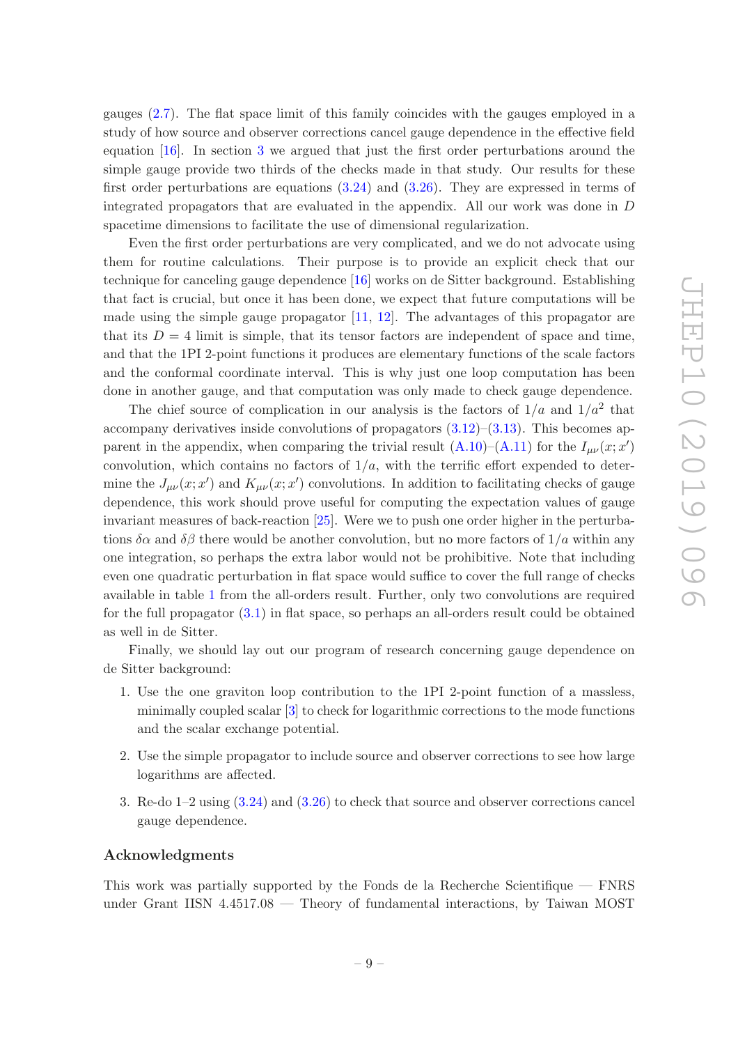gauges (2.7). The flat space limit of this family coincides with the gauges employed in a study of how source and observer corrections cancel gauge dependence in the effective field equation [16]. In section 3 we argued that just the first order perturbations around the simple gauge provide two thirds of the checks made in that study. Our results for these first order perturbations are equations (3.24) and (3.26). They are expressed in terms of integrated propagators that are evaluated in the appendix. All our work was done in $D$ spacetime dimensions to facilitate the use of dimensional regularization.

Even the first order perturbations are very complicated, and we do not advocate using them for routine calculations. Their purpose is to provide an explicit check that our technique for canceling gauge dependence [16] works on de Sitter background. Establishing that fact is crucial, but once it has been done, we expect that future computations will be made using the simple gauge propagator [11, 12]. The advantages of this propagator are that its $D = 4$ limit is simple, that its tensor factors are independent of space and time, and that the 1PI 2-point functions it produces are elementary functions of the scale factors and the conformal coordinate interval. This is why just one loop computation has been done in another gauge, and that computation was only made to check gauge dependence.

The chief source of complication in our analysis is the factors of $1/a$ and $1/a^2$ that accompany derivatives inside convolutions of propagators (3.12)–(3.13). This becomes apparent in the appendix, when comparing the trivial result (A.10)–(A.11) for the $I_{\mu\nu}(x; x')$ convolution, which contains no factors of $1/a$, with the terrific effort expended to determine the $J_{\mu\nu}(x; x')$ and $K_{\mu\nu}(x; x')$ convolutions. In addition to facilitating checks of gauge dependence, this work should prove useful for computing the expectation values of gauge invariant measures of back-reaction [25]. Were we to push one order higher in the perturbations $\delta\alpha$ and $\delta\beta$ there would be another convolution, but no more factors of $1/a$ within any one integration, so perhaps the extra labor would not be prohibitive. Note that including even one quadratic perturbation in flat space would suffice to cover the full range of checks available in table 1 from the all-orders result. Further, only two convolutions are required for the full propagator (3.1) in flat space, so perhaps an all-orders result could be obtained as well in de Sitter.

Finally, we should lay out our program of research concerning gauge dependence on de Sitter background:

1. Use the one graviton loop contribution to the 1PI 2-point function of a massless, minimally coupled scalar [3] to check for logarithmic corrections to the mode functions and the scalar exchange potential.

2. Use the simple propagator to include source and observer corrections to see how large logarithms are affected.

3. Re-do 1–2 using (3.24) and (3.26) to check that source and observer corrections cancel gauge dependence.

## Acknowledgments

This work was partially supported by the Fonds de la Recherche Scientifique — FNRS under Grant IISN 4.4517.08 — Theory of fundamental interactions, by Taiwan MOST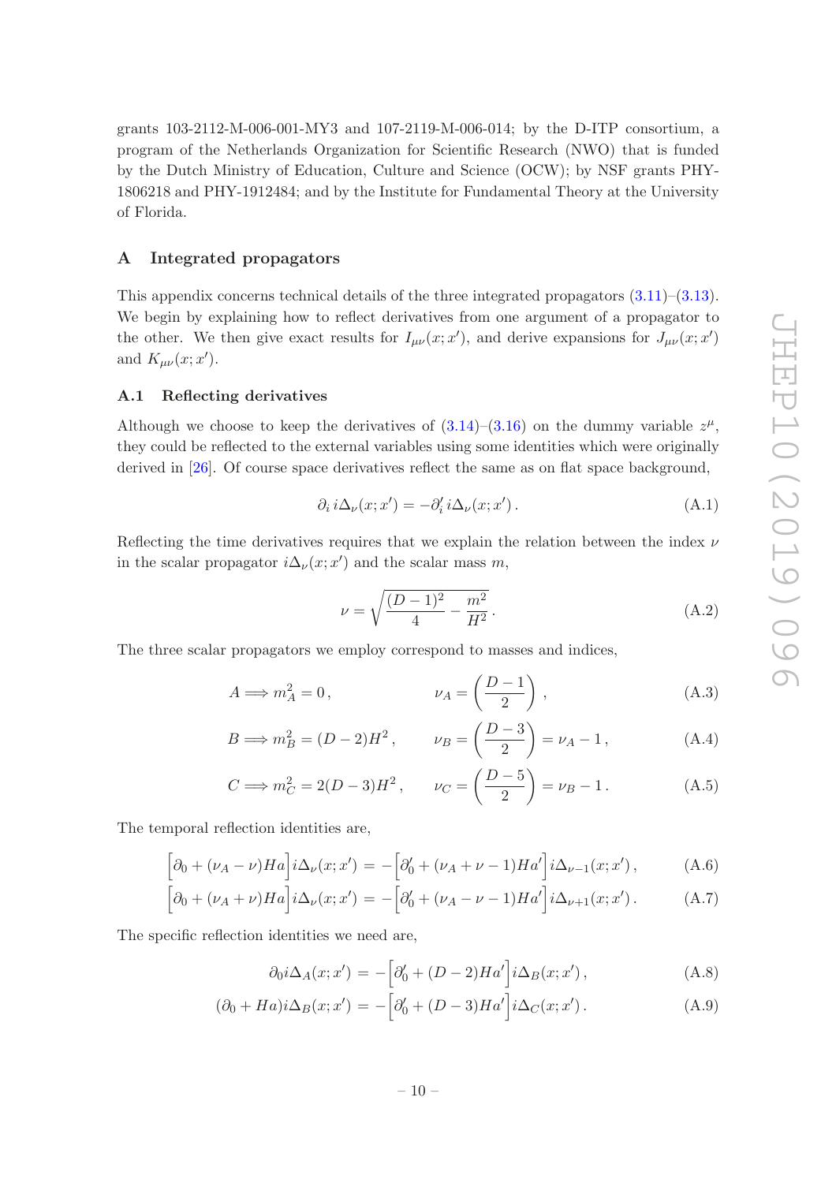grants 103-2112-M-006-001-MY3 and 107-2119-M-006-014; by the D-ITP consortium, a program of the Netherlands Organization for Scientific Research (NWO) that is funded by the Dutch Ministry of Education, Culture and Science (OCW); by NSF grants PHY-1806218 and PHY-1912484; and by the Institute for Fundamental Theory at the University of Florida.

## A Integrated propagators

This appendix concerns technical details of the three integrated propagators (3.11)–(3.13). We begin by explaining how to reflect derivatives from one argument of a propagator to the other. We then give exact results for $I_{\mu\nu}(x;x')$, and derive expansions for $J_{\mu\nu}(x;x')$ and $K_{\mu\nu}(x;x')$.

### A.1 Reflecting derivatives

Although we choose to keep the derivatives of (3.14)–(3.16) on the dummy variable $z^\mu$, they could be reflected to the external variables using some identities which were originally derived in [26]. Of course space derivatives reflect the same as on flat space background,

$$\partial_i \, i\Delta_\nu(x;x') = -\partial_i' \, i\Delta_\nu(x;x') \,. \tag{A.1}$$

Reflecting the time derivatives requires that we explain the relation between the index $\nu$ in the scalar propagator $i\Delta_\nu(x;x')$ and the scalar mass $m$,

$$\nu = \sqrt{\frac{(D-1)^2}{4} - \frac{m^2}{H^2}} \,. \tag{A.2}$$

The three scalar propagators we employ correspond to masses and indices,

$$A \Longrightarrow m_A^2 = 0 \,, \qquad\qquad \nu_A = \left(\frac{D-1}{2}\right) \,, \tag{A.3}$$

$$B \Longrightarrow m_B^2 = (D-2)H^2 \,, \qquad \nu_B = \left(\frac{D-3}{2}\right) = \nu_A - 1 \,, \tag{A.4}$$

$$C \Longrightarrow m_C^2 = 2(D-3)H^2 \,, \qquad \nu_C = \left(\frac{D-5}{2}\right) = \nu_B - 1 \,. \tag{A.5}$$

The temporal reflection identities are,

$$\Big[\partial_0 + (\nu_A - \nu)Ha\Big] i\Delta_\nu(x;x') = -\Big[\partial_0' + (\nu_A + \nu - 1)Ha'\Big] i\Delta_{\nu-1}(x;x') \,, \tag{A.6}$$

$$\Big[\partial_0 + (\nu_A + \nu)Ha\Big] i\Delta_\nu(x;x') = -\Big[\partial_0' + (\nu_A - \nu - 1)Ha'\Big] i\Delta_{\nu+1}(x;x') \,. \tag{A.7}$$

The specific reflection identities we need are,

$$\partial_0 i\Delta_A(x;x') = -\Big[\partial_0' + (D-2)Ha'\Big] i\Delta_B(x;x') \,, \tag{A.8}$$

$$(\partial_0 + Ha) i\Delta_B(x;x') = -\Big[\partial_0' + (D-3)Ha'\Big] i\Delta_C(x;x') \,. \tag{A.9}$$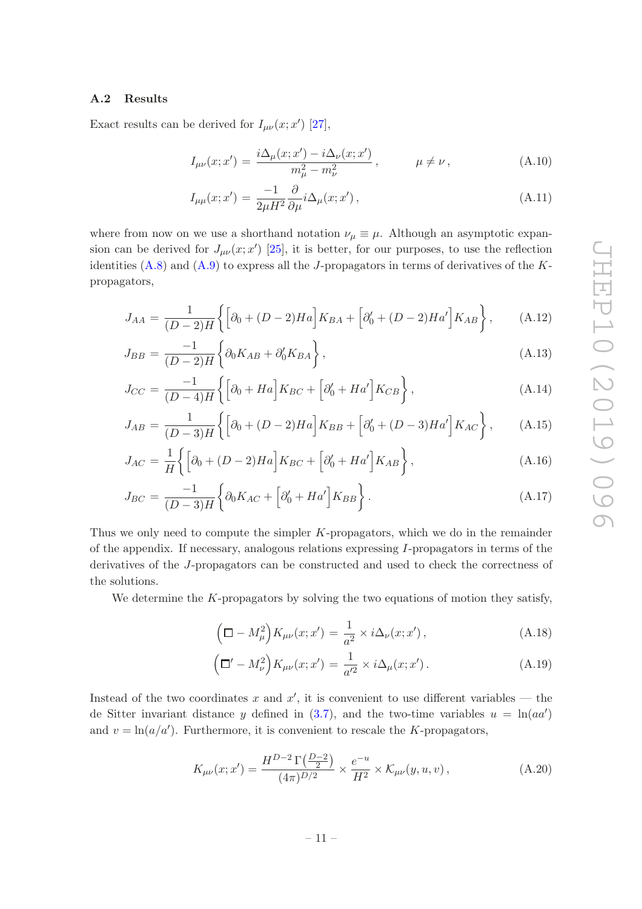### A.2 Results

Exact results can be derived for $I_{\mu\nu}(x;x')$ [27],

$$I_{\mu\nu}(x;x') = \frac{i\Delta_\mu(x;x') - i\Delta_\nu(x;x')}{m_\mu^2 - m_\nu^2}\,, \qquad\qquad \mu \neq \nu\,, \tag{A.10}$$

$$I_{\mu\mu}(x;x') = \frac{-1}{2\mu H^2}\frac{\partial}{\partial\mu} i\Delta_\mu(x;x')\,, \tag{A.11}$$

where from now on we use a shorthand notation $\nu_\mu \equiv \mu$. Although an asymptotic expansion can be derived for $J_{\mu\nu}(x;x')$ [25], it is better, for our purposes, to use the reflection identities (A.8) and (A.9) to express all the $J$-propagators in terms of derivatives of the $K$-propagators,

$$J_{AA} = \frac{1}{(D-2)H}\bigg\{\Big[\partial_0 + (D-2)Ha\Big]K_{BA} + \Big[\partial_0' + (D-2)Ha'\Big]K_{AB}\bigg\}\,, \tag{A.12}$$

$$J_{BB} = \frac{-1}{(D-2)H}\bigg\{\partial_0 K_{AB} + \partial_0' K_{BA}\bigg\}\,, \tag{A.13}$$

$$J_{CC} = \frac{-1}{(D-4)H}\bigg\{\Big[\partial_0 + Ha\Big]K_{BC} + \Big[\partial_0' + Ha'\Big]K_{CB}\bigg\}\,, \tag{A.14}$$

$$J_{AB} = \frac{1}{(D-3)H}\bigg\{\Big[\partial_0 + (D-2)Ha\Big]K_{BB} + \Big[\partial_0' + (D-3)Ha'\Big]K_{AC}\bigg\}\,, \tag{A.15}$$

$$J_{AC} = \frac{1}{H}\bigg\{\Big[\partial_0 + (D-2)Ha\Big]K_{BC} + \Big[\partial_0' + Ha'\Big]K_{AB}\bigg\}\,, \tag{A.16}$$

$$J_{BC} = \frac{-1}{(D-3)H}\bigg\{\partial_0 K_{AC} + \Big[\partial_0' + Ha'\Big]K_{BB}\bigg\}\,. \tag{A.17}$$

Thus we only need to compute the simpler $K$-propagators, which we do in the remainder of the appendix. If necessary, analogous relations expressing $I$-propagators in terms of the derivatives of the $J$-propagators can be constructed and used to check the correctness of the solutions.

We determine the $K$-propagators by solving the two equations of motion they satisfy,

$$\Big(\Box - M_\mu^2\Big)K_{\mu\nu}(x;x') = \frac{1}{a^2} \times i\Delta_\nu(x;x')\,, \tag{A.18}$$

$$\Big(\Box' - M_\nu^2\Big)K_{\mu\nu}(x;x') = \frac{1}{a'^2} \times i\Delta_\mu(x;x')\,. \tag{A.19}$$

Instead of the two coordinates $x$ and $x'$, it is convenient to use different variables — the de Sitter invariant distance $y$ defined in (3.7), and the two-time variables $u = \ln(aa')$ and $v = \ln(a/a')$. Furthermore, it is convenient to rescale the $K$-propagators,

$$K_{\mu\nu}(x;x') = \frac{H^{D-2}\,\Gamma\big(\frac{D-2}{2}\big)}{(4\pi)^{D/2}} \times \frac{e^{-u}}{H^2} \times \mathcal{K}_{\mu\nu}(y,u,v)\,, \tag{A.20}$$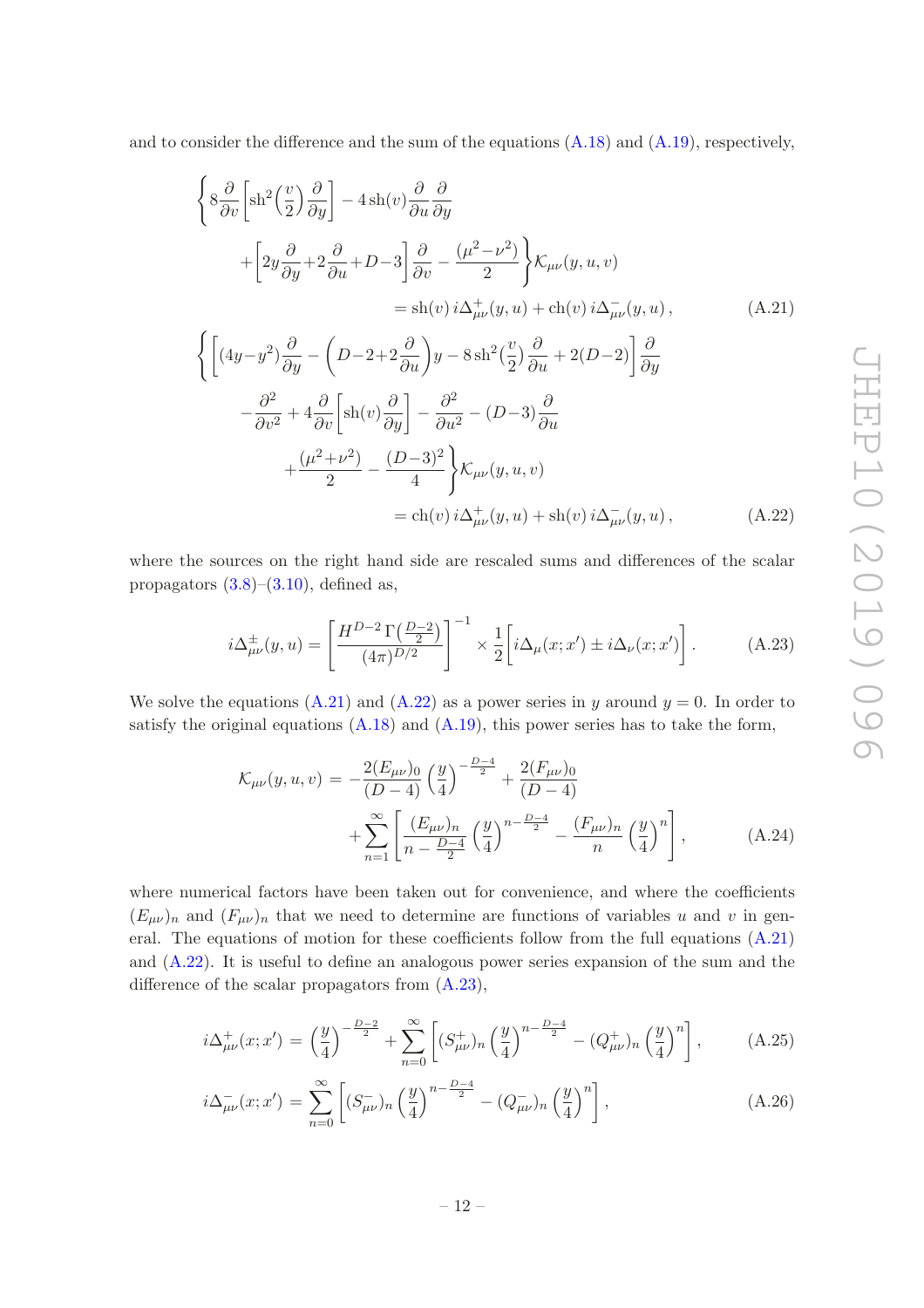and to consider the difference and the sum of the equations (A.18) and (A.19), respectively,

$$
\begin{aligned}
\bigg\{ 8\frac{\partial}{\partial v}\Big[\mathrm{sh}^2\Big(\frac{v}{2}\Big)\frac{\partial}{\partial y}\Big] - 4\,\mathrm{sh}(v)\frac{\partial}{\partial u}\frac{\partial}{\partial y} \\
+\Big[2y\frac{\partial}{\partial y}+2\frac{\partial}{\partial u}+D-3\Big]\frac{\partial}{\partial v} - \frac{(\mu^2-\nu^2)}{2}\bigg\}\mathcal{K}_{\mu\nu}(y,u,v) \\
= \mathrm{sh}(v)\, i\Delta^{+}_{\mu\nu}(y,u) + \mathrm{ch}(v)\, i\Delta^{-}_{\mu\nu}(y,u)\,,
\end{aligned}
\tag{A.21}
$$

$$
\begin{aligned}
\bigg\{\Big[(4y-y^2)\frac{\partial}{\partial y} - \Big(D-2+2\frac{\partial}{\partial u}\Big)y - 8\,\mathrm{sh}^2\Big(\frac{v}{2}\Big)\frac{\partial}{\partial u} + 2(D-2)\Big]\frac{\partial}{\partial y} \\
-\frac{\partial^2}{\partial v^2} + 4\frac{\partial}{\partial v}\Big[\mathrm{sh}(v)\frac{\partial}{\partial y}\Big] - \frac{\partial^2}{\partial u^2} - (D-3)\frac{\partial}{\partial u} \\
+\frac{(\mu^2+\nu^2)}{2} - \frac{(D-3)^2}{4}\bigg\}\mathcal{K}_{\mu\nu}(y,u,v) \\
= \mathrm{ch}(v)\, i\Delta^{+}_{\mu\nu}(y,u) + \mathrm{sh}(v)\, i\Delta^{-}_{\mu\nu}(y,u)\,,
\end{aligned}
\tag{A.22}
$$

where the sources on the right hand side are rescaled sums and differences of the scalar propagators (3.8)–(3.10), defined as,

$$
i\Delta^{\pm}_{\mu\nu}(y,u) = \left[\frac{H^{D-2}\,\Gamma\big(\frac{D-2}{2}\big)}{(4\pi)^{D/2}}\right]^{-1} \times \frac{1}{2}\Big[i\Delta_{\mu}(x;x') \pm i\Delta_{\nu}(x;x')\Big]\,. \tag{A.23}
$$

We solve the equations (A.21) and (A.22) as a power series in $y$ around $y=0$. In order to satisfy the original equations (A.18) and (A.19), this power series has to take the form,

$$
\begin{aligned}
\mathcal{K}_{\mu\nu}(y,u,v) = -\frac{2(E_{\mu\nu})_0}{(D-4)}\Big(\frac{y}{4}\Big)^{-\frac{D-4}{2}} + \frac{2(F_{\mu\nu})_0}{(D-4)} \\
+\sum_{n=1}^{\infty}\left[\frac{(E_{\mu\nu})_n}{n-\frac{D-4}{2}}\Big(\frac{y}{4}\Big)^{n-\frac{D-4}{2}} - \frac{(F_{\mu\nu})_n}{n}\Big(\frac{y}{4}\Big)^{n}\right],
\end{aligned}
\tag{A.24}
$$

where numerical factors have been taken out for convenience, and where the coefficients $(E_{\mu\nu})_n$ and $(F_{\mu\nu})_n$ that we need to determine are functions of variables $u$ and $v$ in general. The equations of motion for these coefficients follow from the full equations (A.21) and (A.22). It is useful to define an analogous power series expansion of the sum and the difference of the scalar propagators from (A.23),

$$
i\Delta^{+}_{\mu\nu}(x;x') = \Big(\frac{y}{4}\Big)^{-\frac{D-2}{2}} + \sum_{n=0}^{\infty}\left[(S^{+}_{\mu\nu})_n\Big(\frac{y}{4}\Big)^{n-\frac{D-4}{2}} - (Q^{+}_{\mu\nu})_n\Big(\frac{y}{4}\Big)^{n}\right], \tag{A.25}
$$

$$
i\Delta^{-}_{\mu\nu}(x;x') = \sum_{n=0}^{\infty}\left[(S^{-}_{\mu\nu})_n\Big(\frac{y}{4}\Big)^{n-\frac{D-4}{2}} - (Q^{-}_{\mu\nu})_n\Big(\frac{y}{4}\Big)^{n}\right], \tag{A.26}
$$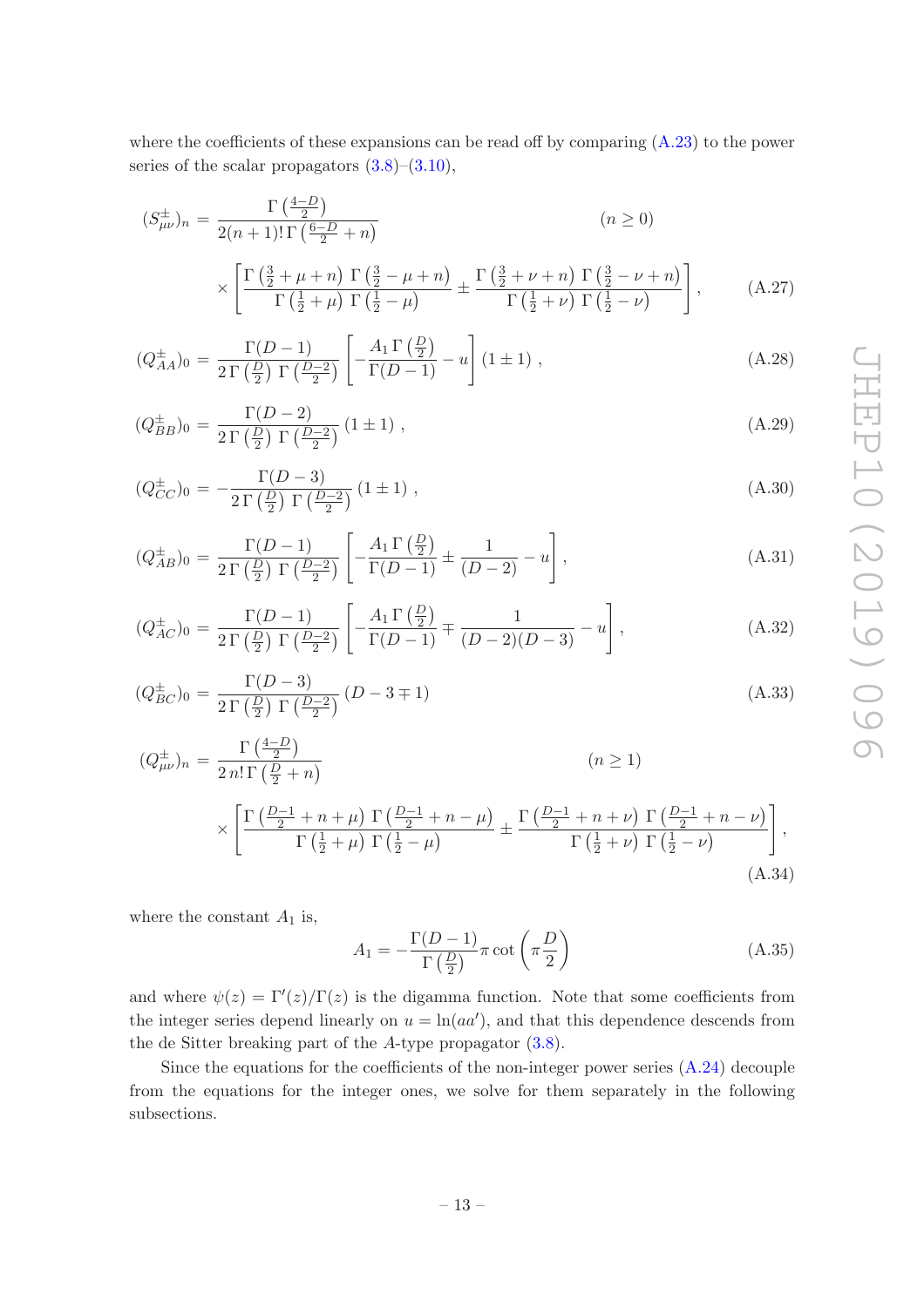where the coefficients of these expansions can be read off by comparing (A.23) to the power series of the scalar propagators (3.8)–(3.10),

$$(S^{\pm}_{\mu\nu})_n = \frac{\Gamma\left(\frac{4-D}{2}\right)}{2(n+1)!\,\Gamma\left(\frac{6-D}{2}+n\right)} \qquad\qquad (n \geq 0)$$
$$\times \left[\frac{\Gamma\left(\frac{3}{2}+\mu+n\right)\,\Gamma\left(\frac{3}{2}-\mu+n\right)}{\Gamma\left(\frac{1}{2}+\mu\right)\,\Gamma\left(\frac{1}{2}-\mu\right)} \pm \frac{\Gamma\left(\frac{3}{2}+\nu+n\right)\,\Gamma\left(\frac{3}{2}-\nu+n\right)}{\Gamma\left(\frac{1}{2}+\nu\right)\,\Gamma\left(\frac{1}{2}-\nu\right)}\right], \tag{A.27}$$

$$(Q^{\pm}_{AA})_0 = \frac{\Gamma(D-1)}{2\,\Gamma\left(\frac{D}{2}\right)\,\Gamma\left(\frac{D-2}{2}\right)}\left[-\frac{A_1\,\Gamma\left(\frac{D}{2}\right)}{\Gamma(D-1)} - u\right](1\pm 1)\,, \tag{A.28}$$

$$(Q^{\pm}_{BB})_0 = \frac{\Gamma(D-2)}{2\,\Gamma\left(\frac{D}{2}\right)\,\Gamma\left(\frac{D-2}{2}\right)}(1\pm 1)\,, \tag{A.29}$$

$$(Q^{\pm}_{CC})_0 = -\frac{\Gamma(D-3)}{2\,\Gamma\left(\frac{D}{2}\right)\,\Gamma\left(\frac{D-2}{2}\right)}(1\pm 1)\,, \tag{A.30}$$

$$(Q^{\pm}_{AB})_0 = \frac{\Gamma(D-1)}{2\,\Gamma\left(\frac{D}{2}\right)\,\Gamma\left(\frac{D-2}{2}\right)}\left[-\frac{A_1\,\Gamma\left(\frac{D}{2}\right)}{\Gamma(D-1)} \pm \frac{1}{(D-2)} - u\right], \tag{A.31}$$

$$(Q^{\pm}_{AC})_0 = \frac{\Gamma(D-1)}{2\,\Gamma\left(\frac{D}{2}\right)\,\Gamma\left(\frac{D-2}{2}\right)}\left[-\frac{A_1\,\Gamma\left(\frac{D}{2}\right)}{\Gamma(D-1)} \mp \frac{1}{(D-2)(D-3)} - u\right], \tag{A.32}$$

$$(Q^{\pm}_{BC})_0 = \frac{\Gamma(D-3)}{2\,\Gamma\left(\frac{D}{2}\right)\,\Gamma\left(\frac{D-2}{2}\right)}(D-3\mp 1) \tag{A.33}$$

$$(Q^{\pm}_{\mu\nu})_n = \frac{\Gamma\left(\frac{4-D}{2}\right)}{2\,n!\,\Gamma\left(\frac{D}{2}+n\right)} \qquad\qquad (n \geq 1)$$
$$\times \left[\frac{\Gamma\left(\frac{D-1}{2}+n+\mu\right)\,\Gamma\left(\frac{D-1}{2}+n-\mu\right)}{\Gamma\left(\frac{1}{2}+\mu\right)\,\Gamma\left(\frac{1}{2}-\mu\right)} \pm \frac{\Gamma\left(\frac{D-1}{2}+n+\nu\right)\,\Gamma\left(\frac{D-1}{2}+n-\nu\right)}{\Gamma\left(\frac{1}{2}+\nu\right)\,\Gamma\left(\frac{1}{2}-\nu\right)}\right], \tag{A.34}$$

where the constant $A_1$ is,

$$A_1 = -\frac{\Gamma(D-1)}{\Gamma\left(\frac{D}{2}\right)}\pi\cot\left(\pi\frac{D}{2}\right) \tag{A.35}$$

and where $\psi(z) = \Gamma'(z)/\Gamma(z)$ is the digamma function. Note that some coefficients from the integer series depend linearly on $u = \ln(aa')$, and that this dependence descends from the de Sitter breaking part of the $A$-type propagator (3.8).

Since the equations for the coefficients of the non-integer power series (A.24) decouple from the equations for the integer ones, we solve for them separately in the following subsections.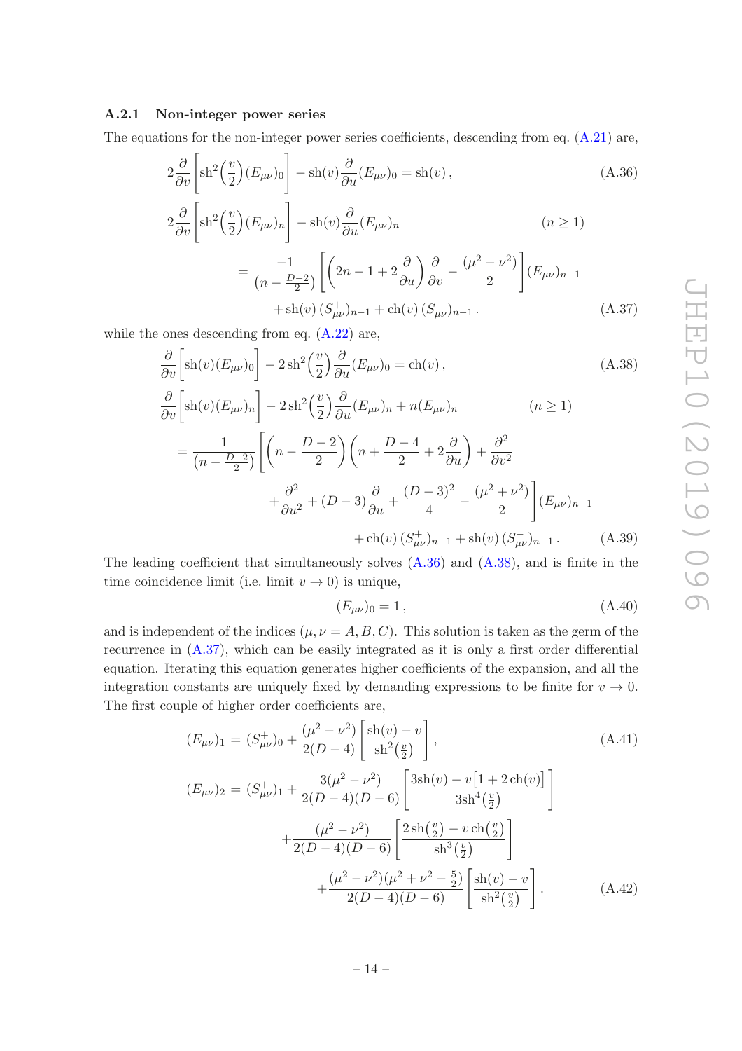#### A.2.1 Non-integer power series

The equations for the non-integer power series coefficients, descending from eq. (A.21) are,

$$2\frac{\partial}{\partial v}\bigg[\mathrm{sh}^2\Big(\frac{v}{2}\Big)(E_{\mu\nu})_0\bigg] - \mathrm{sh}(v)\frac{\partial}{\partial u}(E_{\mu\nu})_0 = \mathrm{sh}(v)\,, \tag{A.36}$$

$$\begin{aligned}
&2\frac{\partial}{\partial v}\bigg[\mathrm{sh}^2\Big(\frac{v}{2}\Big)(E_{\mu\nu})_n\bigg] - \mathrm{sh}(v)\frac{\partial}{\partial u}(E_{\mu\nu})_n \qquad\qquad (n\geq 1)\\
&\qquad = \frac{-1}{\big(n-\frac{D-2}{2}\big)}\bigg[\Big(2n-1+2\frac{\partial}{\partial u}\Big)\frac{\partial}{\partial v} - \frac{(\mu^2-\nu^2)}{2}\bigg](E_{\mu\nu})_{n-1}\\
&\qquad\qquad + \mathrm{sh}(v)\,(S^+_{\mu\nu})_{n-1} + \mathrm{ch}(v)\,(S^-_{\mu\nu})_{n-1}\,.
\end{aligned}\tag{A.37}$$

while the ones descending from eq. (A.22) are,

$$\frac{\partial}{\partial v}\bigg[\mathrm{sh}(v)(E_{\mu\nu})_0\bigg] - 2\,\mathrm{sh}^2\Big(\frac{v}{2}\Big)\frac{\partial}{\partial u}(E_{\mu\nu})_0 = \mathrm{ch}(v)\,, \tag{A.38}$$

$$\begin{aligned}
&\frac{\partial}{\partial v}\bigg[\mathrm{sh}(v)(E_{\mu\nu})_n\bigg] - 2\,\mathrm{sh}^2\Big(\frac{v}{2}\Big)\frac{\partial}{\partial u}(E_{\mu\nu})_n + n(E_{\mu\nu})_n \qquad\qquad (n\geq 1)\\
&= \frac{1}{\big(n-\frac{D-2}{2}\big)}\bigg[\Big(n-\frac{D-2}{2}\Big)\Big(n+\frac{D-4}{2}+2\frac{\partial}{\partial u}\Big) + \frac{\partial^2}{\partial v^2}\\
&\qquad + \frac{\partial^2}{\partial u^2} + (D-3)\frac{\partial}{\partial u} + \frac{(D-3)^2}{4} - \frac{(\mu^2+\nu^2)}{2}\bigg](E_{\mu\nu})_{n-1}\\
&\qquad\qquad + \mathrm{ch}(v)\,(S^+_{\mu\nu})_{n-1} + \mathrm{sh}(v)\,(S^-_{\mu\nu})_{n-1}\,.
\end{aligned}\tag{A.39}$$

The leading coefficient that simultaneously solves (A.36) and (A.38), and is finite in the time coincidence limit (i.e. limit $v\to 0$) is unique,

$$(E_{\mu\nu})_0 = 1\,, \tag{A.40}$$

and is independent of the indices ($\mu,\nu = A,B,C$). This solution is taken as the germ of the recurrence in (A.37), which can be easily integrated as it is only a first order differential equation. Iterating this equation generates higher coefficients of the expansion, and all the integration constants are uniquely fixed by demanding expressions to be finite for $v\to 0$. The first couple of higher order coefficients are,

$$(E_{\mu\nu})_1 = (S^+_{\mu\nu})_0 + \frac{(\mu^2-\nu^2)}{2(D-4)}\bigg[\frac{\mathrm{sh}(v)-v}{\mathrm{sh}^2\big(\frac{v}{2}\big)}\bigg]\,, \tag{A.41}$$

$$\begin{aligned}
(E_{\mu\nu})_2 &= (S^+_{\mu\nu})_1 + \frac{3(\mu^2-\nu^2)}{2(D-4)(D-6)}\bigg[\frac{3\mathrm{sh}(v)-v\big[1+2\,\mathrm{ch}(v)\big]}{3\mathrm{sh}^4\big(\frac{v}{2}\big)}\bigg]\\
&\quad + \frac{(\mu^2-\nu^2)}{2(D-4)(D-6)}\bigg[\frac{2\,\mathrm{sh}\big(\frac{v}{2}\big)-v\,\mathrm{ch}\big(\frac{v}{2}\big)}{\mathrm{sh}^3\big(\frac{v}{2}\big)}\bigg]\\
&\qquad + \frac{(\mu^2-\nu^2)(\mu^2+\nu^2-\frac{5}{2})}{2(D-4)(D-6)}\bigg[\frac{\mathrm{sh}(v)-v}{\mathrm{sh}^2\big(\frac{v}{2}\big)}\bigg]\,.
\end{aligned}\tag{A.42}$$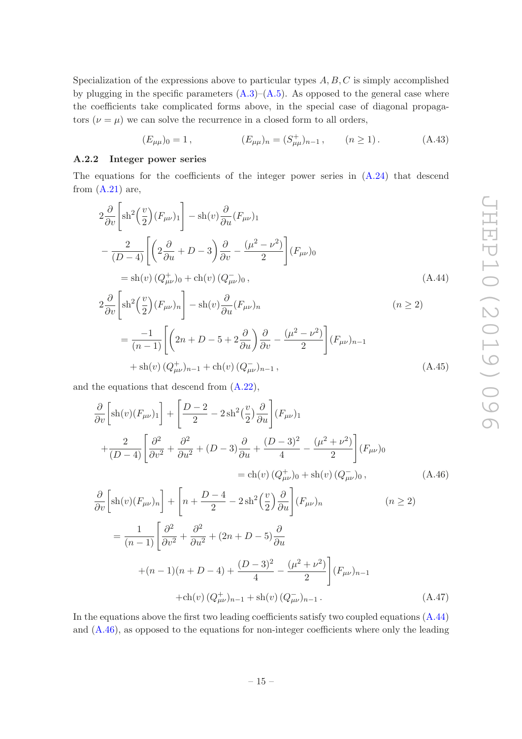Specialization of the expressions above to particular types $A, B, C$ is simply accomplished by plugging in the specific parameters (A.3)–(A.5). As opposed to the general case where the coefficients take complicated forms above, in the special case of diagonal propagators ($\nu = \mu$) we can solve the recurrence in a closed form to all orders,

$$(E_{\mu\mu})_0 = 1\,, \qquad\qquad (E_{\mu\mu})_n = (S^{+}_{\mu\mu})_{n-1}\,, \qquad (n \geq 1)\,. \tag{A.43}$$

### A.2.2 Integer power series

The equations for the coefficients of the integer power series in (A.24) that descend from (A.21) are,

$$\begin{aligned}
&2\frac{\partial}{\partial v}\left[\mathrm{sh}^2\!\left(\frac{v}{2}\right)(F_{\mu\nu})_1\right] - \mathrm{sh}(v)\frac{\partial}{\partial u}(F_{\mu\nu})_1 \\
&-\frac{2}{(D-4)}\left[\left(2\frac{\partial}{\partial u} + D - 3\right)\frac{\partial}{\partial v} - \frac{(\mu^2-\nu^2)}{2}\right](F_{\mu\nu})_0 \\
&= \mathrm{sh}(v)\,(Q^{+}_{\mu\nu})_0 + \mathrm{ch}(v)\,(Q^{-}_{\mu\nu})_0\,,
\end{aligned} \tag{A.44}$$

$$\begin{aligned}
&2\frac{\partial}{\partial v}\left[\mathrm{sh}^2\!\left(\frac{v}{2}\right)(F_{\mu\nu})_n\right] - \mathrm{sh}(v)\frac{\partial}{\partial u}(F_{\mu\nu})_n \qquad\qquad (n \geq 2) \\
&= \frac{-1}{(n-1)}\left[\left(2n + D - 5 + 2\frac{\partial}{\partial u}\right)\frac{\partial}{\partial v} - \frac{(\mu^2-\nu^2)}{2}\right](F_{\mu\nu})_{n-1} \\
&\quad + \mathrm{sh}(v)\,(Q^{+}_{\mu\nu})_{n-1} + \mathrm{ch}(v)\,(Q^{-}_{\mu\nu})_{n-1}\,,
\end{aligned} \tag{A.45}$$

and the equations that descend from (A.22),

$$\begin{aligned}
&\frac{\partial}{\partial v}\left[\mathrm{sh}(v)(F_{\mu\nu})_1\right] + \left[\frac{D-2}{2} - 2\,\mathrm{sh}^2\!\left(\frac{v}{2}\right)\frac{\partial}{\partial u}\right](F_{\mu\nu})_1 \\
&+\frac{2}{(D-4)}\left[\frac{\partial^2}{\partial v^2} + \frac{\partial^2}{\partial u^2} + (D-3)\frac{\partial}{\partial u} + \frac{(D-3)^2}{4} - \frac{(\mu^2+\nu^2)}{2}\right](F_{\mu\nu})_0 \\
&\qquad\qquad = \mathrm{ch}(v)\,(Q^{+}_{\mu\nu})_0 + \mathrm{sh}(v)\,(Q^{-}_{\mu\nu})_0\,,
\end{aligned} \tag{A.46}$$

$$\begin{aligned}
&\frac{\partial}{\partial v}\left[\mathrm{sh}(v)(F_{\mu\nu})_n\right] + \left[n + \frac{D-4}{2} - 2\,\mathrm{sh}^2\!\left(\frac{v}{2}\right)\frac{\partial}{\partial u}\right](F_{\mu\nu})_n \qquad\qquad (n \geq 2) \\
&= \frac{1}{(n-1)}\left[\frac{\partial^2}{\partial v^2} + \frac{\partial^2}{\partial u^2} + (2n + D - 5)\frac{\partial}{\partial u}\right. \\
&\qquad \left. +(n-1)(n+D-4) + \frac{(D-3)^2}{4} - \frac{(\mu^2+\nu^2)}{2}\right](F_{\mu\nu})_{n-1} \\
&\qquad + \mathrm{ch}(v)\,(Q^{+}_{\mu\nu})_{n-1} + \mathrm{sh}(v)\,(Q^{-}_{\mu\nu})_{n-1}\,.
\end{aligned} \tag{A.47}$$

In the equations above the first two leading coefficients satisfy two coupled equations (A.44) and (A.46), as opposed to the equations for non-integer coefficients where only the leading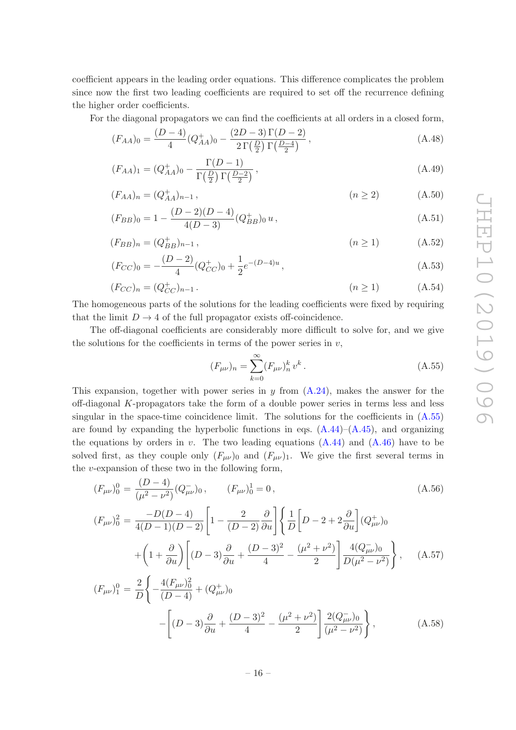coefficient appears in the leading order equations. This difference complicates the problem since now the first two leading coefficients are required to set off the recurrence defining the higher order coefficients.

For the diagonal propagators we can find the coefficients at all orders in a closed form,

$$(F_{AA})_0 = \frac{(D-4)}{4}(Q^+_{AA})_0 - \frac{(2D-3)\,\Gamma(D-2)}{2\,\Gamma\big(\frac{D}{2}\big)\,\Gamma\big(\frac{D-4}{2}\big)}\,, \tag{A.48}$$

$$(F_{AA})_1 = (Q^+_{AA})_0 - \frac{\Gamma(D-1)}{\Gamma\big(\frac{D}{2}\big)\,\Gamma\big(\frac{D-2}{2}\big)}\,, \tag{A.49}$$

$$(F_{AA})_n = (Q^+_{AA})_{n-1}\,, \qquad\qquad (n\geq 2) \tag{A.50}$$

$$(F_{BB})_0 = 1 - \frac{(D-2)(D-4)}{4(D-3)}(Q^+_{BB})_0\, u\,, \tag{A.51}$$

$$(F_{BB})_n = (Q^+_{BB})_{n-1}\,, \qquad\qquad (n\geq 1) \tag{A.52}$$

$$(F_{CC})_0 = -\frac{(D-2)}{4}(Q^+_{CC})_0 + \frac{1}{2}e^{-(D-4)u}\,, \tag{A.53}$$

$$(F_{CC})_n = (Q^+_{CC})_{n-1}\,. \qquad\qquad (n\geq 1) \tag{A.54}$$

The homogeneous parts of the solutions for the leading coefficients were fixed by requiring that the limit $D\to 4$ of the full propagator exists off-coincidence.

The off-diagonal coefficients are considerably more difficult to solve for, and we give the solutions for the coefficients in terms of the power series in $v$,

$$(F_{\mu\nu})_n = \sum_{k=0}^{\infty}(F_{\mu\nu})^k_n\, v^k\,. \tag{A.55}$$

This expansion, together with power series in $y$ from (A.24), makes the answer for the off-diagonal $K$-propagators take the form of a double power series in terms less and less singular in the space-time coincidence limit. The solutions for the coefficients in (A.55) are found by expanding the hyperbolic functions in eqs. (A.44)–(A.45), and organizing the equations by orders in $v$. The two leading equations (A.44) and (A.46) have to be solved first, as they couple only $(F_{\mu\nu})_0$ and $(F_{\mu\nu})_1$. We give the first several terms in the $v$-expansion of these two in the following form,

$$(F_{\mu\nu})^0_0 = \frac{(D-4)}{(\mu^2-\nu^2)}(Q^-_{\mu\nu})_0\,, \qquad (F_{\mu\nu})^1_0 = 0\,, \tag{A.56}$$

$$\begin{aligned}(F_{\mu\nu})^2_0 = \frac{-D(D-4)}{4(D-1)(D-2)}\left[1 - \frac{2}{(D-2)}\frac{\partial}{\partial u}\right]\Bigg\{&\frac{1}{D}\left[D-2+2\frac{\partial}{\partial u}\right](Q^+_{\mu\nu})_0 \\ &+\left(1+\frac{\partial}{\partial u}\right)\left[(D-3)\frac{\partial}{\partial u} + \frac{(D-3)^2}{4} - \frac{(\mu^2+\nu^2)}{2}\right]\frac{4(Q^-_{\mu\nu})_0}{D(\mu^2-\nu^2)}\Bigg\}\,,\end{aligned} \tag{A.57}$$

$$\begin{aligned}(F_{\mu\nu})^0_1 = \frac{2}{D}\Bigg\{&-\frac{4(F_{\mu\nu})^2_0}{(D-4)} + (Q^+_{\mu\nu})_0 \\ &-\left[(D-3)\frac{\partial}{\partial u} + \frac{(D-3)^2}{4} - \frac{(\mu^2+\nu^2)}{2}\right]\frac{2(Q^-_{\mu\nu})_0}{(\mu^2-\nu^2)}\Bigg\}\,,\end{aligned} \tag{A.58}$$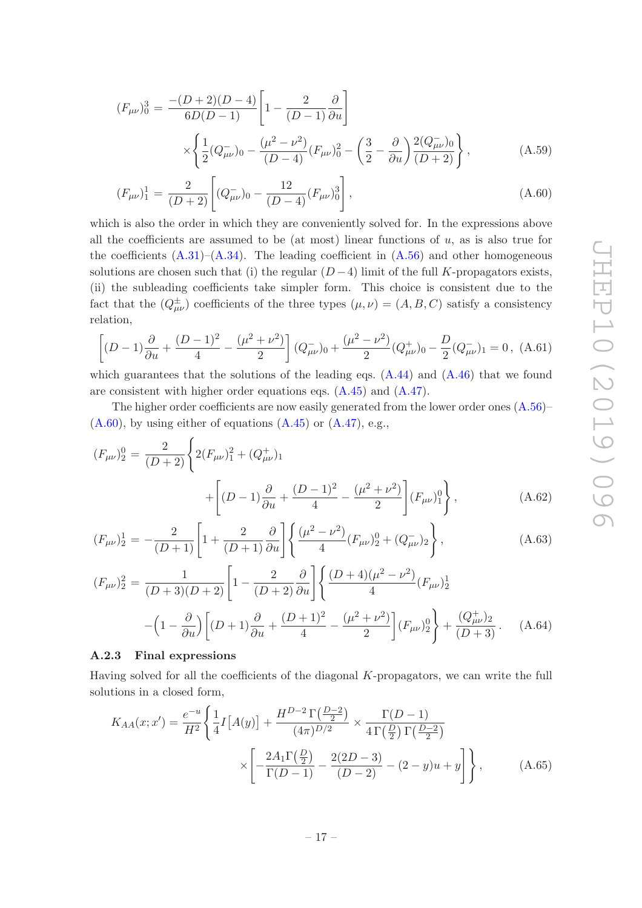$$(F_{\mu\nu})^3_0 = \frac{-(D+2)(D-4)}{6D(D-1)}\left[1 - \frac{2}{(D-1)}\frac{\partial}{\partial u}\right] \times\left\{\frac{1}{2}(Q^-_{\mu\nu})_0 - \frac{(\mu^2-\nu^2)}{(D-4)}(F_{\mu\nu})^2_0 - \left(\frac{3}{2} - \frac{\partial}{\partial u}\right)\frac{2(Q^-_{\mu\nu})_0}{(D+2)}\right\}, \tag{A.59}$$

$$(F_{\mu\nu})^1_1 = \frac{2}{(D+2)}\left[(Q^-_{\mu\nu})_0 - \frac{12}{(D-4)}(F_{\mu\nu})^3_0\right], \tag{A.60}$$

which is also the order in which they are conveniently solved for. In the expressions above all the coefficients are assumed to be (at most) linear functions of $u$, as is also true for the coefficients (A.31)–(A.34). The leading coefficient in (A.56) and other homogeneous solutions are chosen such that (i) the regular $(D-4)$ limit of the full $K$-propagators exists, (ii) the subleading coefficients take simpler form. This choice is consistent due to the fact that the $(Q^\pm_{\mu\nu})$ coefficients of the three types $(\mu,\nu) = (A,B,C)$ satisfy a consistency relation,

$$\left[(D-1)\frac{\partial}{\partial u} + \frac{(D-1)^2}{4} - \frac{(\mu^2+\nu^2)}{2}\right](Q^-_{\mu\nu})_0 + \frac{(\mu^2-\nu^2)}{2}(Q^+_{\mu\nu})_0 - \frac{D}{2}(Q^-_{\mu\nu})_1 = 0\,, \tag{A.61}$$

which guarantees that the solutions of the leading eqs. (A.44) and (A.46) that we found are consistent with higher order equations eqs. (A.45) and (A.47).

The higher order coefficients are now easily generated from the lower order ones (A.56)–(A.60), by using either of equations (A.45) or (A.47), e.g.,

$$(F_{\mu\nu})^0_2 = \frac{2}{(D+2)}\left\{2(F_{\mu\nu})^2_1 + (Q^+_{\mu\nu})_1 + \left[(D-1)\frac{\partial}{\partial u} + \frac{(D-1)^2}{4} - \frac{(\mu^2+\nu^2)}{2}\right](F_{\mu\nu})^0_1\right\}, \tag{A.62}$$

$$(F_{\mu\nu})^1_2 = -\frac{2}{(D+1)}\left[1 + \frac{2}{(D+1)}\frac{\partial}{\partial u}\right]\left\{\frac{(\mu^2-\nu^2)}{4}(F_{\mu\nu})^0_2 + (Q^-_{\mu\nu})_2\right\}, \tag{A.63}$$

$$(F_{\mu\nu})^2_2 = \frac{1}{(D+3)(D+2)}\left[1 - \frac{2}{(D+2)}\frac{\partial}{\partial u}\right]\left\{\frac{(D+4)(\mu^2-\nu^2)}{4}(F_{\mu\nu})^1_2 - \left(1 - \frac{\partial}{\partial u}\right)\left[(D+1)\frac{\partial}{\partial u} + \frac{(D+1)^2}{4} - \frac{(\mu^2+\nu^2)}{2}\right](F_{\mu\nu})^0_2\right\} + \frac{(Q^+_{\mu\nu})_2}{(D+3)}. \tag{A.64}$$

### A.2.3 Final expressions

Having solved for all the coefficients of the diagonal $K$-propagators, we can write the full solutions in a closed form,

$$K_{AA}(x;x') = \frac{e^{-u}}{H^2}\left\{\frac{1}{4}I\big[A(y)\big] + \frac{H^{D-2}\,\Gamma\big(\frac{D-2}{2}\big)}{(4\pi)^{D/2}} \times \frac{\Gamma(D-1)}{4\,\Gamma\big(\frac{D}{2}\big)\,\Gamma\big(\frac{D-2}{2}\big)} \times\left[-\frac{2A_1\Gamma\big(\frac{D}{2}\big)}{\Gamma(D-1)} - \frac{2(2D-3)}{(D-2)} - (2-y)u + y\right]\right\}, \tag{A.65}$$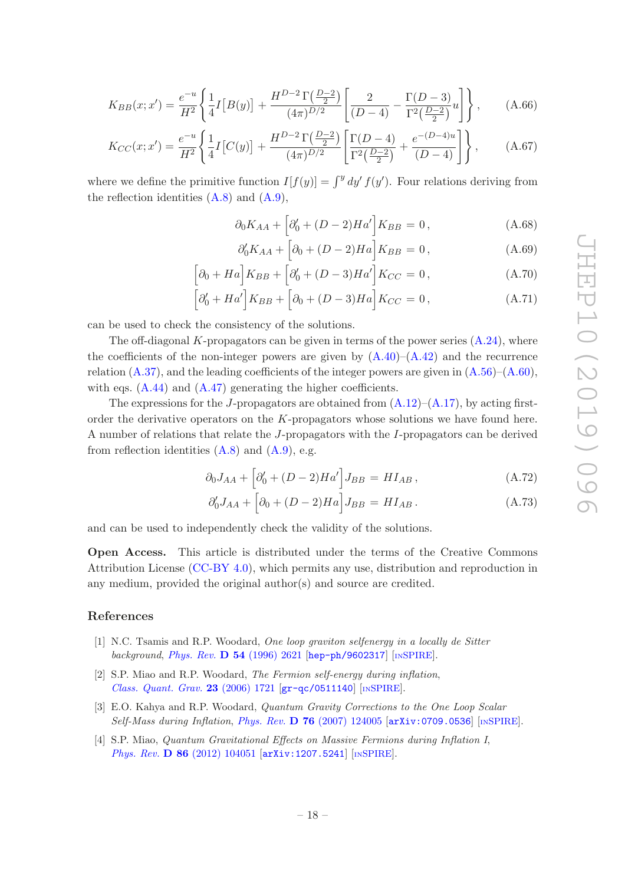$$K_{BB}(x;x') = \frac{e^{-u}}{H^2}\left\{\frac{1}{4}I\big[B(y)\big] + \frac{H^{D-2}\,\Gamma\big(\frac{D-2}{2}\big)}{(4\pi)^{D/2}}\left[\frac{2}{(D-4)} - \frac{\Gamma(D-3)}{\Gamma^2\big(\frac{D-2}{2}\big)}u\right]\right\}, \tag{A.66}$$

$$K_{CC}(x;x') = \frac{e^{-u}}{H^2}\left\{\frac{1}{4}I\big[C(y)\big] + \frac{H^{D-2}\,\Gamma\big(\frac{D-2}{2}\big)}{(4\pi)^{D/2}}\left[\frac{\Gamma(D-4)}{\Gamma^2\big(\frac{D-2}{2}\big)} + \frac{e^{-(D-4)u}}{(D-4)}\right]\right\}, \tag{A.67}$$

where we define the primitive function $I[f(y)] = \int^y dy'\, f(y')$. Four relations deriving from the reflection identities (A.8) and (A.9),

$$\partial_0 K_{AA} + \Big[\partial_0' + (D-2)Ha'\Big]K_{BB} = 0\,, \tag{A.68}$$

$$\partial_0' K_{AA} + \Big[\partial_0 + (D-2)Ha\Big]K_{BB} = 0\,, \tag{A.69}$$

$$\Big[\partial_0 + Ha\Big]K_{BB} + \Big[\partial_0' + (D-3)Ha'\Big]K_{CC} = 0\,, \tag{A.70}$$

$$\Big[\partial_0' + Ha'\Big]K_{BB} + \Big[\partial_0 + (D-3)Ha\Big]K_{CC} = 0\,, \tag{A.71}$$

can be used to check the consistency of the solutions.

The off-diagonal $K$-propagators can be given in terms of the power series (A.24), where the coefficients of the non-integer powers are given by (A.40)–(A.42) and the recurrence relation (A.37), and the leading coefficients of the integer powers are given in (A.56)–(A.60), with eqs. (A.44) and (A.47) generating the higher coefficients.

The expressions for the $J$-propagators are obtained from (A.12)–(A.17), by acting first-order the derivative operators on the $K$-propagators whose solutions we have found here. A number of relations that relate the $J$-propagators with the $I$-propagators can be derived from reflection identities (A.8) and (A.9), e.g.

$$\partial_0 J_{AA} + \Big[\partial_0' + (D-2)Ha'\Big]J_{BB} = HI_{AB}\,, \tag{A.72}$$

$$\partial_0' J_{AA} + \Big[\partial_0 + (D-2)Ha\Big]J_{BB} = HI_{AB}\,. \tag{A.73}$$

and can be used to independently check the validity of the solutions.

**Open Access.** This article is distributed under the terms of the Creative Commons Attribution License (CC-BY 4.0), which permits any use, distribution and reproduction in any medium, provided the original author(s) and source are credited.

## References

[1] N.C. Tsamis and R.P. Woodard, *One loop graviton selfenergy in a locally de Sitter background*, *Phys. Rev.* **D 54** (1996) 2621 [hep-ph/9602317] [INSPIRE].

[2] S.P. Miao and R.P. Woodard, *The Fermion self-energy during inflation*, *Class. Quant. Grav.* **23** (2006) 1721 [gr-qc/0511140] [INSPIRE].

[3] E.O. Kahya and R.P. Woodard, *Quantum Gravity Corrections to the One Loop Scalar Self-Mass during Inflation*, *Phys. Rev.* **D 76** (2007) 124005 [arXiv:0709.0536] [INSPIRE].

[4] S.P. Miao, *Quantum Gravitational Effects on Massive Fermions during Inflation I*, *Phys. Rev.* **D 86** (2012) 104051 [arXiv:1207.5241] [INSPIRE].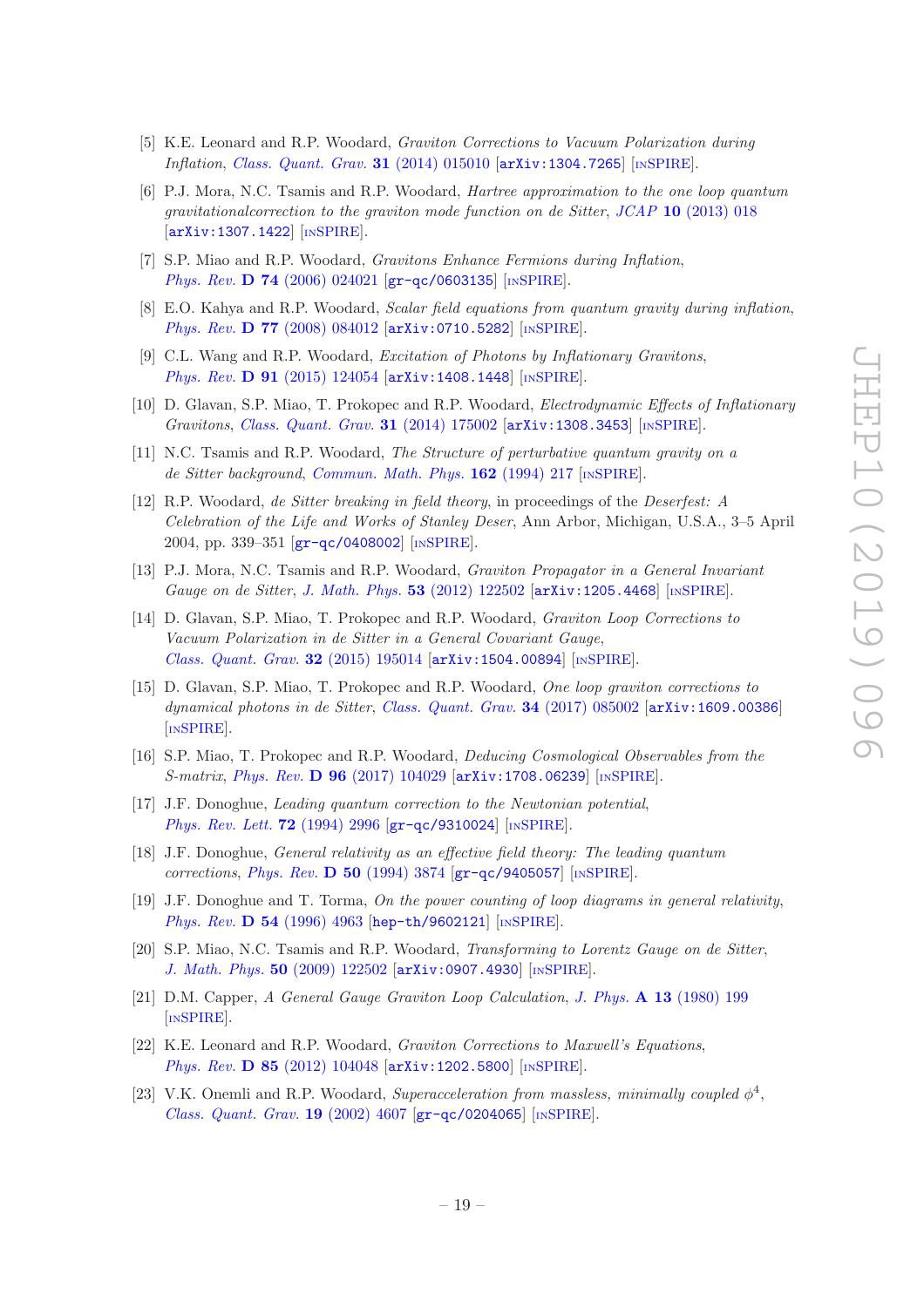[5] K.E. Leonard and R.P. Woodard, *Graviton Corrections to Vacuum Polarization during Inflation*, *Class. Quant. Grav.* **31** (2014) 015010 [arXiv:1304.7265] [INSPIRE].

[6] P.J. Mora, N.C. Tsamis and R.P. Woodard, *Hartree approximation to the one loop quantum gravitationalcorrection to the graviton mode function on de Sitter*, *JCAP* **10** (2013) 018 [arXiv:1307.1422] [INSPIRE].

[7] S.P. Miao and R.P. Woodard, *Gravitons Enhance Fermions during Inflation*, *Phys. Rev.* **D 74** (2006) 024021 [gr-qc/0603135] [INSPIRE].

[8] E.O. Kahya and R.P. Woodard, *Scalar field equations from quantum gravity during inflation*, *Phys. Rev.* **D 77** (2008) 084012 [arXiv:0710.5282] [INSPIRE].

[9] C.L. Wang and R.P. Woodard, *Excitation of Photons by Inflationary Gravitons*, *Phys. Rev.* **D 91** (2015) 124054 [arXiv:1408.1448] [INSPIRE].

[10] D. Glavan, S.P. Miao, T. Prokopec and R.P. Woodard, *Electrodynamic Effects of Inflationary Gravitons*, *Class. Quant. Grav.* **31** (2014) 175002 [arXiv:1308.3453] [INSPIRE].

[11] N.C. Tsamis and R.P. Woodard, *The Structure of perturbative quantum gravity on a de Sitter background*, *Commun. Math. Phys.* **162** (1994) 217 [INSPIRE].

[12] R.P. Woodard, *de Sitter breaking in field theory*, in proceedings of the *Deserfest: A Celebration of the Life and Works of Stanley Deser*, Ann Arbor, Michigan, U.S.A., 3–5 April 2004, pp. 339–351 [gr-qc/0408002] [INSPIRE].

[13] P.J. Mora, N.C. Tsamis and R.P. Woodard, *Graviton Propagator in a General Invariant Gauge on de Sitter*, *J. Math. Phys.* **53** (2012) 122502 [arXiv:1205.4468] [INSPIRE].

[14] D. Glavan, S.P. Miao, T. Prokopec and R.P. Woodard, *Graviton Loop Corrections to Vacuum Polarization in de Sitter in a General Covariant Gauge*, *Class. Quant. Grav.* **32** (2015) 195014 [arXiv:1504.00894] [INSPIRE].

[15] D. Glavan, S.P. Miao, T. Prokopec and R.P. Woodard, *One loop graviton corrections to dynamical photons in de Sitter*, *Class. Quant. Grav.* **34** (2017) 085002 [arXiv:1609.00386] [INSPIRE].

[16] S.P. Miao, T. Prokopec and R.P. Woodard, *Deducing Cosmological Observables from the S-matrix*, *Phys. Rev.* **D 96** (2017) 104029 [arXiv:1708.06239] [INSPIRE].

[17] J.F. Donoghue, *Leading quantum correction to the Newtonian potential*, *Phys. Rev. Lett.* **72** (1994) 2996 [gr-qc/9310024] [INSPIRE].

[18] J.F. Donoghue, *General relativity as an effective field theory: The leading quantum corrections*, *Phys. Rev.* **D 50** (1994) 3874 [gr-qc/9405057] [INSPIRE].

[19] J.F. Donoghue and T. Torma, *On the power counting of loop diagrams in general relativity*, *Phys. Rev.* **D 54** (1996) 4963 [hep-th/9602121] [INSPIRE].

[20] S.P. Miao, N.C. Tsamis and R.P. Woodard, *Transforming to Lorentz Gauge on de Sitter*, *J. Math. Phys.* **50** (2009) 122502 [arXiv:0907.4930] [INSPIRE].

[21] D.M. Capper, *A General Gauge Graviton Loop Calculation*, *J. Phys.* **A 13** (1980) 199 [INSPIRE].

[22] K.E. Leonard and R.P. Woodard, *Graviton Corrections to Maxwell's Equations*, *Phys. Rev.* **D 85** (2012) 104048 [arXiv:1202.5800] [INSPIRE].

[23] V.K. Onemli and R.P. Woodard, *Superacceleration from massless, minimally coupled $\phi^4$*, *Class. Quant. Grav.* **19** (2002) 4607 [gr-qc/0204065] [INSPIRE].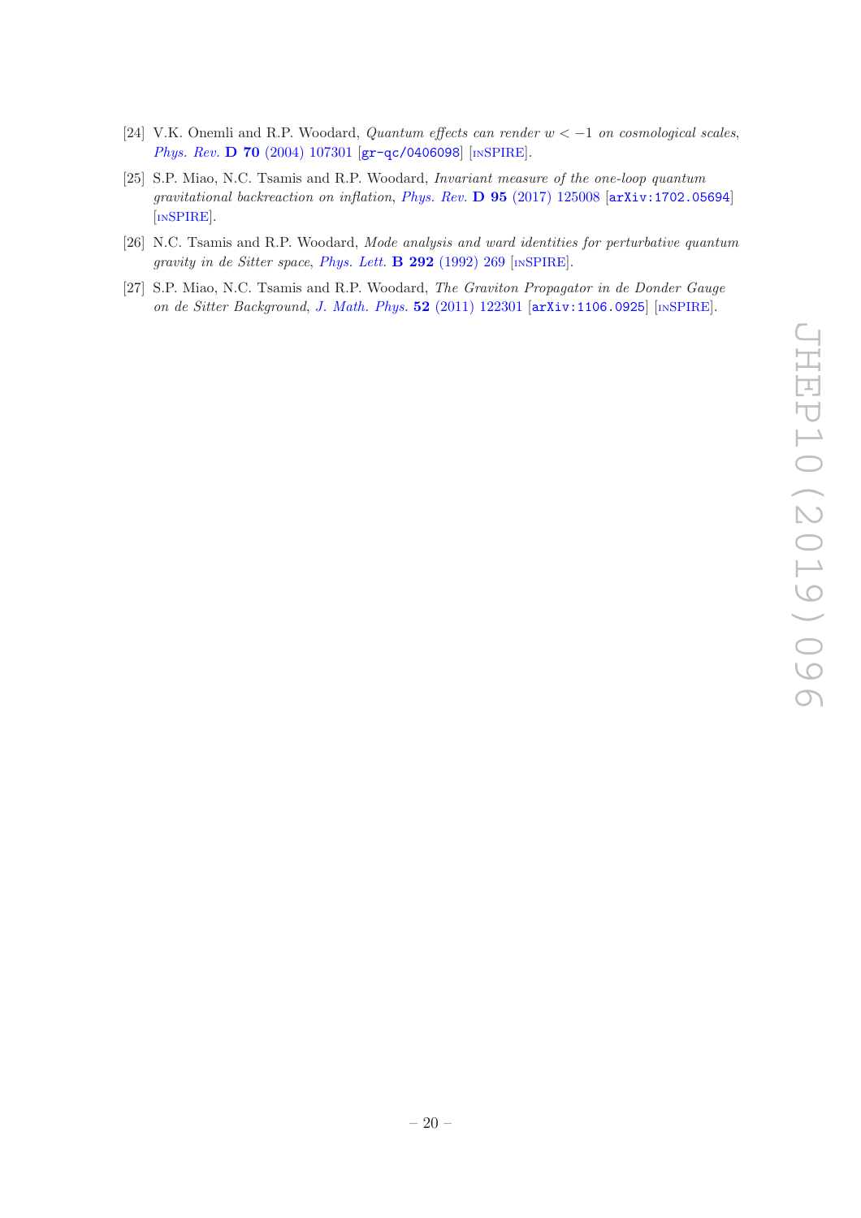[24] V.K. Onemli and R.P. Woodard, *Quantum effects can render $w < -1$ on cosmological scales*, *Phys. Rev.* **D 70** (2004) 107301 [gr-qc/0406098] [INSPIRE].

[25] S.P. Miao, N.C. Tsamis and R.P. Woodard, *Invariant measure of the one-loop quantum gravitational backreaction on inflation*, *Phys. Rev.* **D 95** (2017) 125008 [arXiv:1702.05694] [INSPIRE].

[26] N.C. Tsamis and R.P. Woodard, *Mode analysis and ward identities for perturbative quantum gravity in de Sitter space*, *Phys. Lett.* **B 292** (1992) 269 [INSPIRE].

[27] S.P. Miao, N.C. Tsamis and R.P. Woodard, *The Graviton Propagator in de Donder Gauge on de Sitter Background*, *J. Math. Phys.* **52** (2011) 122301 [arXiv:1106.0925] [INSPIRE].